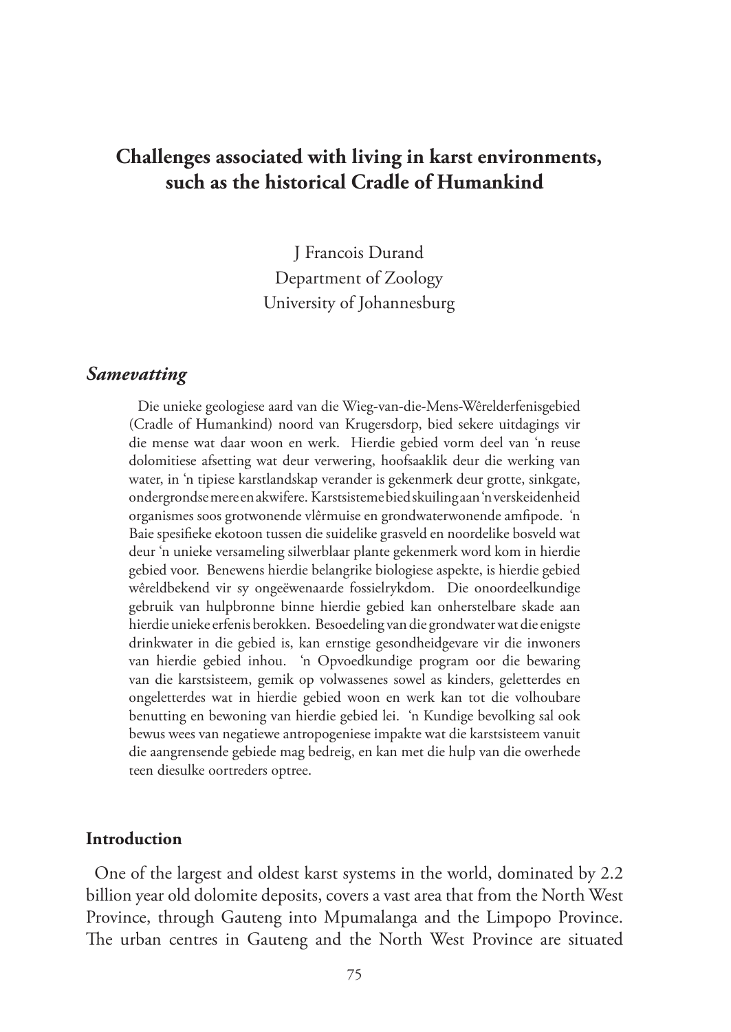# Challenges associated with living in karst environments, such as the historical Cradle of Humankind

J Francois Durand
Department of Zoology
University of Johannesburg

## *Samevatting*

Die unieke geologiese aard van die Wieg-van-die-Mens-Wêrelderfenisgebied (Cradle of Humankind) noord van Krugersdorp, bied sekere uitdagings vir die mense wat daar woon en werk. Hierdie gebied vorm deel van 'n reuse dolomitiese afsetting wat deur verwering, hoofsaaklik deur die werking van water, in 'n tipiese karstlandskap verander is gekenmerk deur grotte, sinkgate, ondergrondse mere en akwifere. Karstsisteme bied skuiling aan 'n verskeidenheid organismes soos grotwonende vlêrmuise en grondwaterwonende amfipode. 'n Baie spesifieke ekotoon tussen die suidelike grasveld en noordelike bosveld wat deur 'n unieke versameling silwerblaar plante gekenmerk word kom in hierdie gebied voor. Benewens hierdie belangrike biologiese aspekte, is hierdie gebied wêreldbekend vir sy ongeëwenaarde fossielrykdom. Die onoordeelkundige gebruik van hulpbronne binne hierdie gebied kan onherstelbare skade aan hierdie unieke erfenis berokken. Besoedeling van die grondwater wat die enigste drinkwater in die gebied is, kan ernstige gesondheidgevare vir die inwoners van hierdie gebied inhou. 'n Opvoedkundige program oor die bewaring van die karstsisteem, gemik op volwassenes sowel as kinders, geletterdes en ongeletterdes wat in hierdie gebied woon en werk kan tot die volhoubare benutting en bewoning van hierdie gebied lei. 'n Kundige bevolking sal ook bewus wees van negatiewe antropogeniese impakte wat die karstsisteem vanuit die aangrensende gebiede mag bedreig, en kan met die hulp van die owerhede teen diesulke oortreders optree.

## Introduction

One of the largest and oldest karst systems in the world, dominated by 2.2 billion year old dolomite deposits, covers a vast area that from the North West Province, through Gauteng into Mpumalanga and the Limpopo Province. The urban centres in Gauteng and the North West Province are situated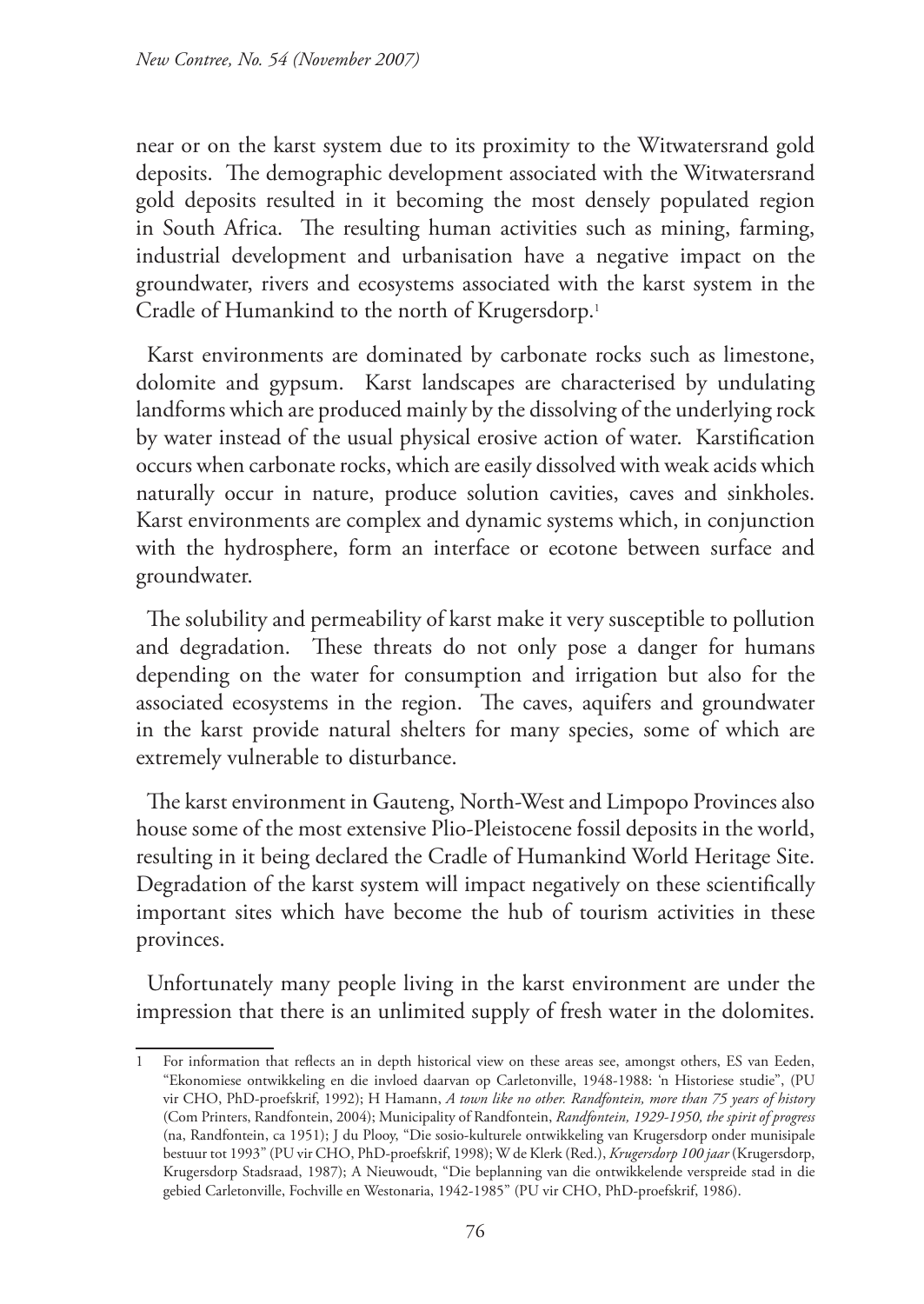near or on the karst system due to its proximity to the Witwatersrand gold deposits. The demographic development associated with the Witwatersrand gold deposits resulted in it becoming the most densely populated region in South Africa. The resulting human activities such as mining, farming, industrial development and urbanisation have a negative impact on the groundwater, rivers and ecosystems associated with the karst system in the Cradle of Humankind to the north of Krugersdorp.[1]

Karst environments are dominated by carbonate rocks such as limestone, dolomite and gypsum. Karst landscapes are characterised by undulating landforms which are produced mainly by the dissolving of the underlying rock by water instead of the usual physical erosive action of water. Karstification occurs when carbonate rocks, which are easily dissolved with weak acids which naturally occur in nature, produce solution cavities, caves and sinkholes. Karst environments are complex and dynamic systems which, in conjunction with the hydrosphere, form an interface or ecotone between surface and groundwater.

The solubility and permeability of karst make it very susceptible to pollution and degradation. These threats do not only pose a danger for humans depending on the water for consumption and irrigation but also for the associated ecosystems in the region. The caves, aquifers and groundwater in the karst provide natural shelters for many species, some of which are extremely vulnerable to disturbance.

The karst environment in Gauteng, North-West and Limpopo Provinces also house some of the most extensive Plio-Pleistocene fossil deposits in the world, resulting in it being declared the Cradle of Humankind World Heritage Site. Degradation of the karst system will impact negatively on these scientifically important sites which have become the hub of tourism activities in these provinces.

Unfortunately many people living in the karst environment are under the impression that there is an unlimited supply of fresh water in the dolomites.

---

1 For information that reflects an in depth historical view on these areas see, amongst others, ES van Eeden, "Ekonomiese ontwikkeling en die invloed daarvan op Carletonville, 1948-1988: 'n Historiese studie", (PU vir CHO, PhD-proefskrif, 1992); H Hamann, *A town like no other. Randfontein, more than 75 years of history* (Com Printers, Randfontein, 2004); Municipality of Randfontein, *Randfontein, 1929-1950, the spirit of progress* (na, Randfontein, ca 1951); J du Plooy, "Die sosio-kulturele ontwikkeling van Krugersdorp onder munisipale bestuur tot 1993" (PU vir CHO, PhD-proefskrif, 1998); W de Klerk (Red.), *Krugersdorp 100 jaar* (Krugersdorp, Krugersdorp Stadsraad, 1987); A Nieuwoudt, "Die beplanning van die ontwikkelende verspreide stad in die gebied Carletonville, Fochville en Westonaria, 1942-1985" (PU vir CHO, PhD-proefskrif, 1986).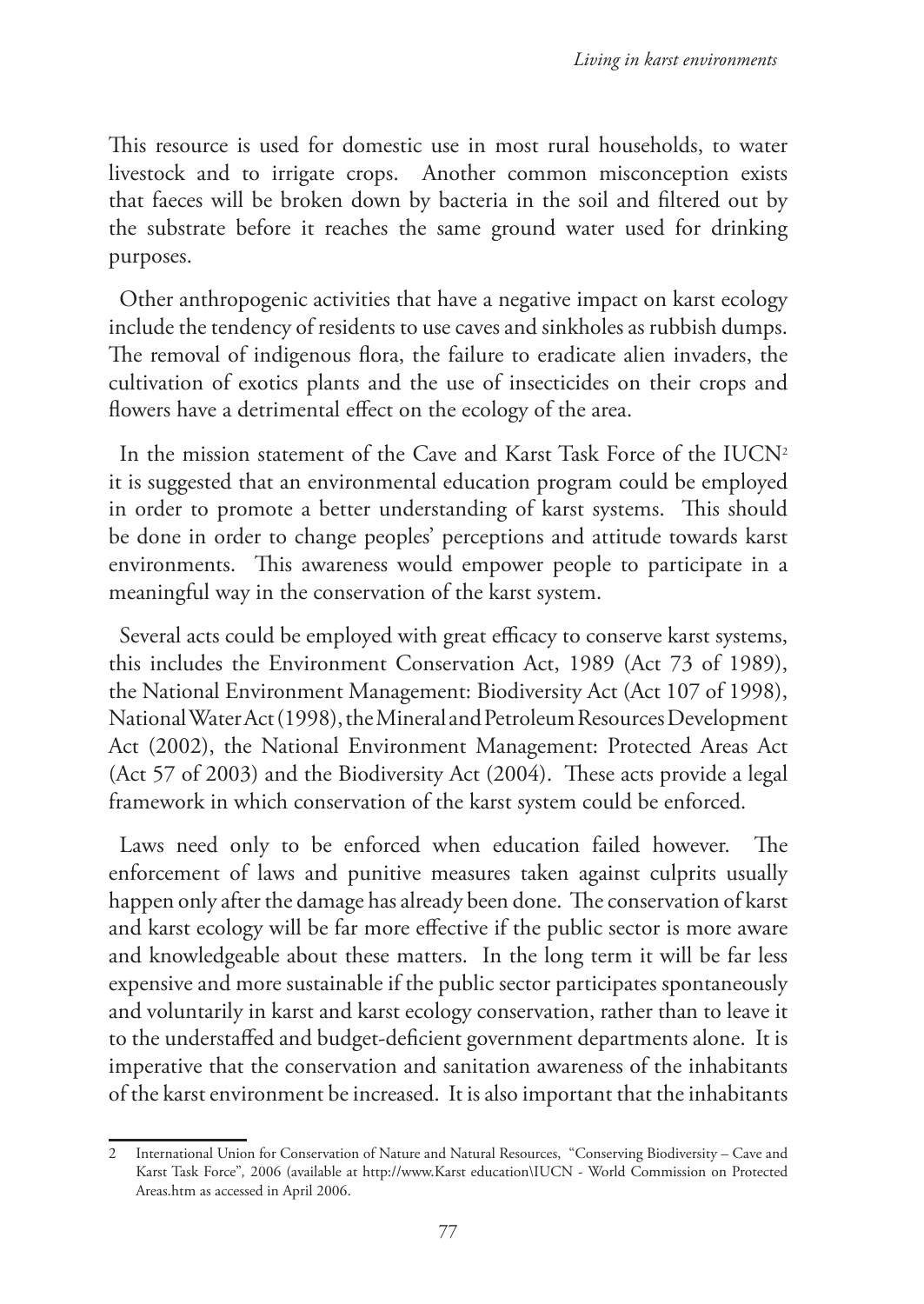This resource is used for domestic use in most rural households, to water livestock and to irrigate crops. Another common misconception exists that faeces will be broken down by bacteria in the soil and filtered out by the substrate before it reaches the same ground water used for drinking purposes.

Other anthropogenic activities that have a negative impact on karst ecology include the tendency of residents to use caves and sinkholes as rubbish dumps. The removal of indigenous flora, the failure to eradicate alien invaders, the cultivation of exotics plants and the use of insecticides on their crops and flowers have a detrimental effect on the ecology of the area.

In the mission statement of the Cave and Karst Task Force of the IUCN[2] it is suggested that an environmental education program could be employed in order to promote a better understanding of karst systems. This should be done in order to change peoples' perceptions and attitude towards karst environments. This awareness would empower people to participate in a meaningful way in the conservation of the karst system.

Several acts could be employed with great efficacy to conserve karst systems, this includes the Environment Conservation Act, 1989 (Act 73 of 1989), the National Environment Management: Biodiversity Act (Act 107 of 1998), National Water Act (1998), the Mineral and Petroleum Resources Development Act (2002), the National Environment Management: Protected Areas Act (Act 57 of 2003) and the Biodiversity Act (2004). These acts provide a legal framework in which conservation of the karst system could be enforced.

Laws need only to be enforced when education failed however. The enforcement of laws and punitive measures taken against culprits usually happen only after the damage has already been done. The conservation of karst and karst ecology will be far more effective if the public sector is more aware and knowledgeable about these matters. In the long term it will be far less expensive and more sustainable if the public sector participates spontaneously and voluntarily in karst and karst ecology conservation, rather than to leave it to the understaffed and budget-deficient government departments alone. It is imperative that the conservation and sanitation awareness of the inhabitants of the karst environment be increased. It is also important that the inhabitants

---

2 International Union for Conservation of Nature and Natural Resources, "Conserving Biodiversity – Cave and Karst Task Force", 2006 (available at http://www.Karst education\IUCN - World Commission on Protected Areas.htm as accessed in April 2006.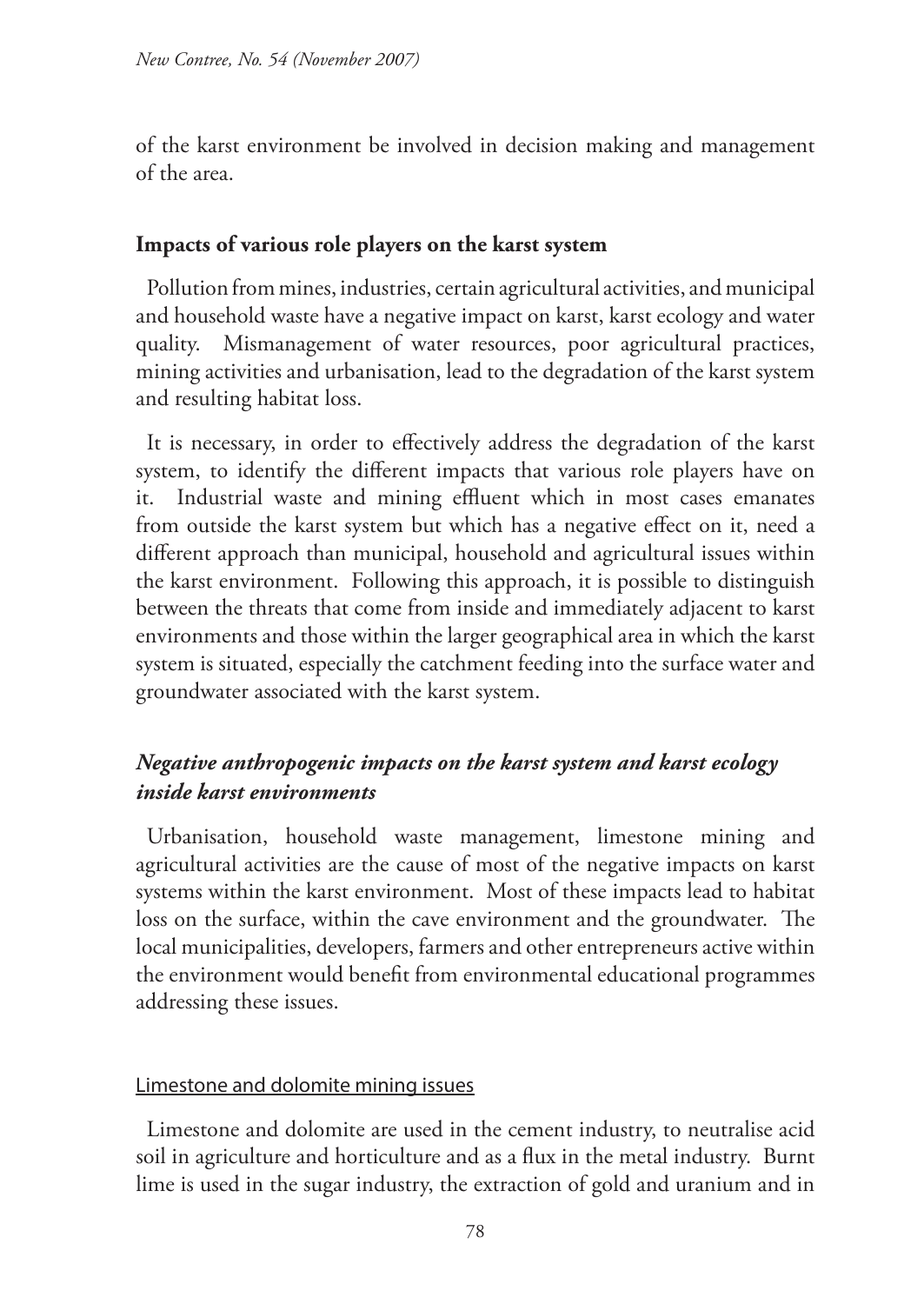of the karst environment be involved in decision making and management of the area.

## Impacts of various role players on the karst system

Pollution from mines, industries, certain agricultural activities, and municipal and household waste have a negative impact on karst, karst ecology and water quality. Mismanagement of water resources, poor agricultural practices, mining activities and urbanisation, lead to the degradation of the karst system and resulting habitat loss.

It is necessary, in order to effectively address the degradation of the karst system, to identify the different impacts that various role players have on it. Industrial waste and mining effluent which in most cases emanates from outside the karst system but which has a negative effect on it, need a different approach than municipal, household and agricultural issues within the karst environment. Following this approach, it is possible to distinguish between the threats that come from inside and immediately adjacent to karst environments and those within the larger geographical area in which the karst system is situated, especially the catchment feeding into the surface water and groundwater associated with the karst system.

### *Negative anthropogenic impacts on the karst system and karst ecology inside karst environments*

Urbanisation, household waste management, limestone mining and agricultural activities are the cause of most of the negative impacts on karst systems within the karst environment. Most of these impacts lead to habitat loss on the surface, within the cave environment and the groundwater. The local municipalities, developers, farmers and other entrepreneurs active within the environment would benefit from environmental educational programmes addressing these issues.

#### Limestone and dolomite mining issues

Limestone and dolomite are used in the cement industry, to neutralise acid soil in agriculture and horticulture and as a flux in the metal industry. Burnt lime is used in the sugar industry, the extraction of gold and uranium and in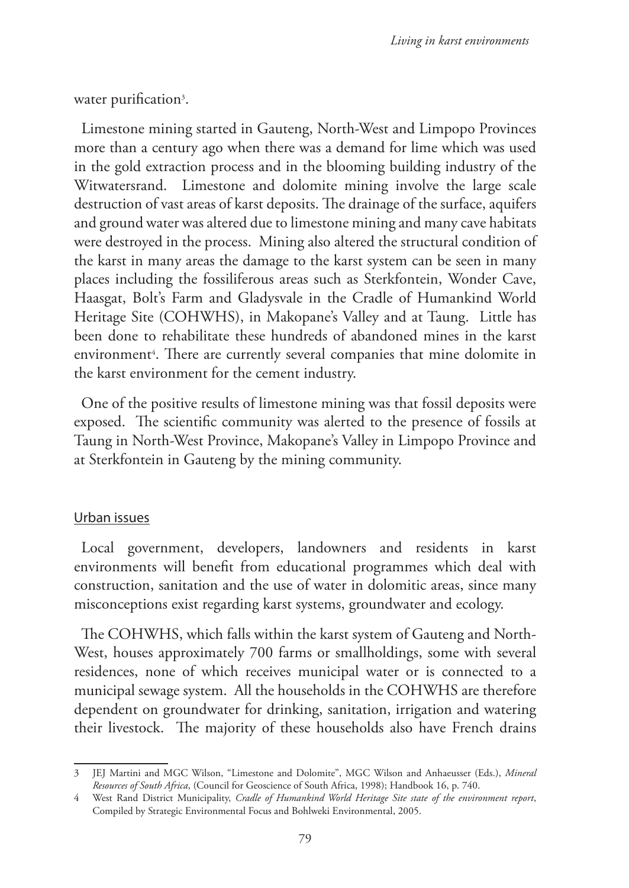water purification[3].

Limestone mining started in Gauteng, North-West and Limpopo Provinces more than a century ago when there was a demand for lime which was used in the gold extraction process and in the blooming building industry of the Witwatersrand. Limestone and dolomite mining involve the large scale destruction of vast areas of karst deposits. The drainage of the surface, aquifers and ground water was altered due to limestone mining and many cave habitats were destroyed in the process. Mining also altered the structural condition of the karst in many areas the damage to the karst system can be seen in many places including the fossiliferous areas such as Sterkfontein, Wonder Cave, Haasgat, Bolt's Farm and Gladysvale in the Cradle of Humankind World Heritage Site (COHWHS), in Makopane's Valley and at Taung. Little has been done to rehabilitate these hundreds of abandoned mines in the karst environment[4]. There are currently several companies that mine dolomite in the karst environment for the cement industry.

One of the positive results of limestone mining was that fossil deposits were exposed. The scientific community was alerted to the presence of fossils at Taung in North-West Province, Makopane's Valley in Limpopo Province and at Sterkfontein in Gauteng by the mining community.

## Urban issues

Local government, developers, landowners and residents in karst environments will benefit from educational programmes which deal with construction, sanitation and the use of water in dolomitic areas, since many misconceptions exist regarding karst systems, groundwater and ecology.

The COHWHS, which falls within the karst system of Gauteng and North-West, houses approximately 700 farms or smallholdings, some with several residences, none of which receives municipal water or is connected to a municipal sewage system. All the households in the COHWHS are therefore dependent on groundwater for drinking, sanitation, irrigation and watering their livestock. The majority of these households also have French drains

---

3 JEJ Martini and MGC Wilson, "Limestone and Dolomite", MGC Wilson and Anhaeusser (Eds.), *Mineral Resources of South Africa*, (Council for Geoscience of South Africa, 1998); Handbook 16, p. 740.

4 West Rand District Municipality, *Cradle of Humankind World Heritage Site state of the environment report*, Compiled by Strategic Environmental Focus and Bohlweki Environmental, 2005.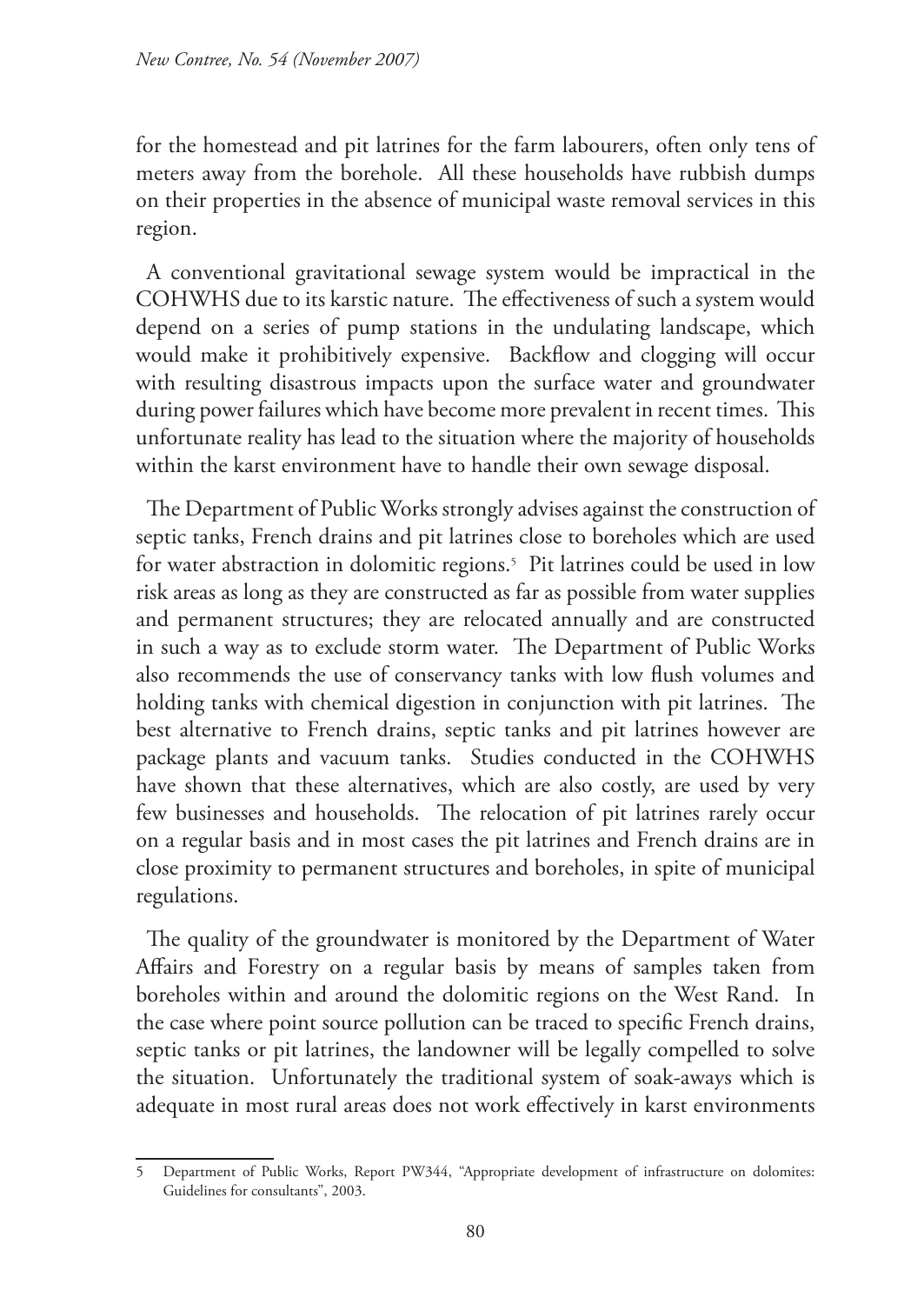for the homestead and pit latrines for the farm labourers, often only tens of meters away from the borehole. All these households have rubbish dumps on their properties in the absence of municipal waste removal services in this region.

A conventional gravitational sewage system would be impractical in the COHWHS due to its karstic nature. The effectiveness of such a system would depend on a series of pump stations in the undulating landscape, which would make it prohibitively expensive. Backflow and clogging will occur with resulting disastrous impacts upon the surface water and groundwater during power failures which have become more prevalent in recent times. This unfortunate reality has lead to the situation where the majority of households within the karst environment have to handle their own sewage disposal.

The Department of Public Works strongly advises against the construction of septic tanks, French drains and pit latrines close to boreholes which are used for water abstraction in dolomitic regions.[5] Pit latrines could be used in low risk areas as long as they are constructed as far as possible from water supplies and permanent structures; they are relocated annually and are constructed in such a way as to exclude storm water. The Department of Public Works also recommends the use of conservancy tanks with low flush volumes and holding tanks with chemical digestion in conjunction with pit latrines. The best alternative to French drains, septic tanks and pit latrines however are package plants and vacuum tanks. Studies conducted in the COHWHS have shown that these alternatives, which are also costly, are used by very few businesses and households. The relocation of pit latrines rarely occur on a regular basis and in most cases the pit latrines and French drains are in close proximity to permanent structures and boreholes, in spite of municipal regulations.

The quality of the groundwater is monitored by the Department of Water Affairs and Forestry on a regular basis by means of samples taken from boreholes within and around the dolomitic regions on the West Rand. In the case where point source pollution can be traced to specific French drains, septic tanks or pit latrines, the landowner will be legally compelled to solve the situation. Unfortunately the traditional system of soak-aways which is adequate in most rural areas does not work effectively in karst environments

---

5 Department of Public Works, Report PW344, "Appropriate development of infrastructure on dolomites: Guidelines for consultants", 2003.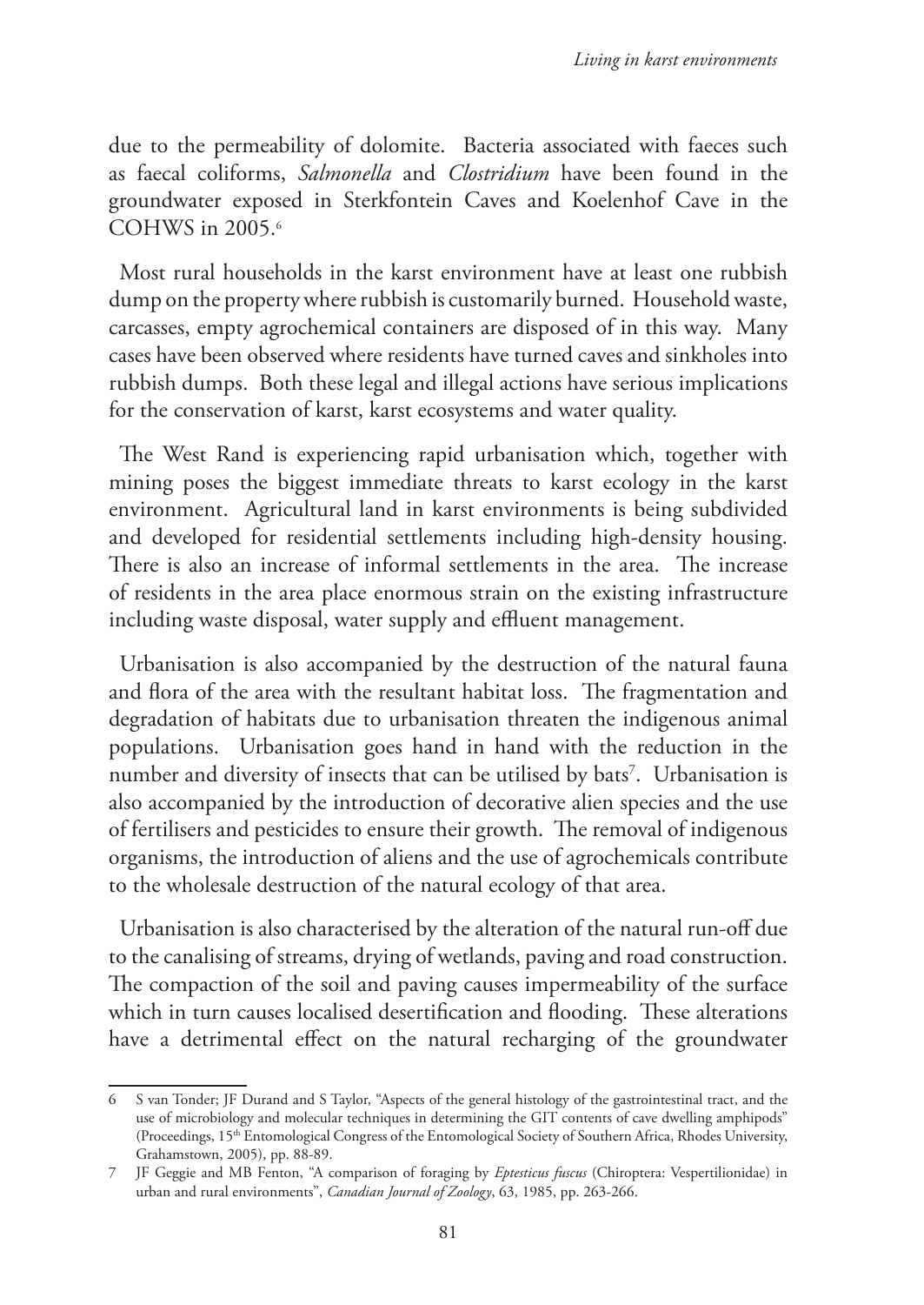due to the permeability of dolomite. Bacteria associated with faeces such as faecal coliforms, *Salmonella* and *Clostridium* have been found in the groundwater exposed in Sterkfontein Caves and Koelenhof Cave in the COHWS in 2005.[6]

Most rural households in the karst environment have at least one rubbish dump on the property where rubbish is customarily burned. Household waste, carcasses, empty agrochemical containers are disposed of in this way. Many cases have been observed where residents have turned caves and sinkholes into rubbish dumps. Both these legal and illegal actions have serious implications for the conservation of karst, karst ecosystems and water quality.

The West Rand is experiencing rapid urbanisation which, together with mining poses the biggest immediate threats to karst ecology in the karst environment. Agricultural land in karst environments is being subdivided and developed for residential settlements including high-density housing. There is also an increase of informal settlements in the area. The increase of residents in the area place enormous strain on the existing infrastructure including waste disposal, water supply and effluent management.

Urbanisation is also accompanied by the destruction of the natural fauna and flora of the area with the resultant habitat loss. The fragmentation and degradation of habitats due to urbanisation threaten the indigenous animal populations. Urbanisation goes hand in hand with the reduction in the number and diversity of insects that can be utilised by bats[7]. Urbanisation is also accompanied by the introduction of decorative alien species and the use of fertilisers and pesticides to ensure their growth. The removal of indigenous organisms, the introduction of aliens and the use of agrochemicals contribute to the wholesale destruction of the natural ecology of that area.

Urbanisation is also characterised by the alteration of the natural run-off due to the canalising of streams, drying of wetlands, paving and road construction. The compaction of the soil and paving causes impermeability of the surface which in turn causes localised desertification and flooding. These alterations have a detrimental effect on the natural recharging of the groundwater

---

6 S van Tonder; JF Durand and S Taylor, "Aspects of the general histology of the gastrointestinal tract, and the use of microbiology and molecular techniques in determining the GIT contents of cave dwelling amphipods" (Proceedings, 15th Entomological Congress of the Entomological Society of Southern Africa, Rhodes University, Grahamstown, 2005), pp. 88-89.

7 JF Geggie and MB Fenton, "A comparison of foraging by *Eptesicus fuscus* (Chiroptera: Vespertilionidae) in urban and rural environments", *Canadian Journal of Zoology*, 63, 1985, pp. 263-266.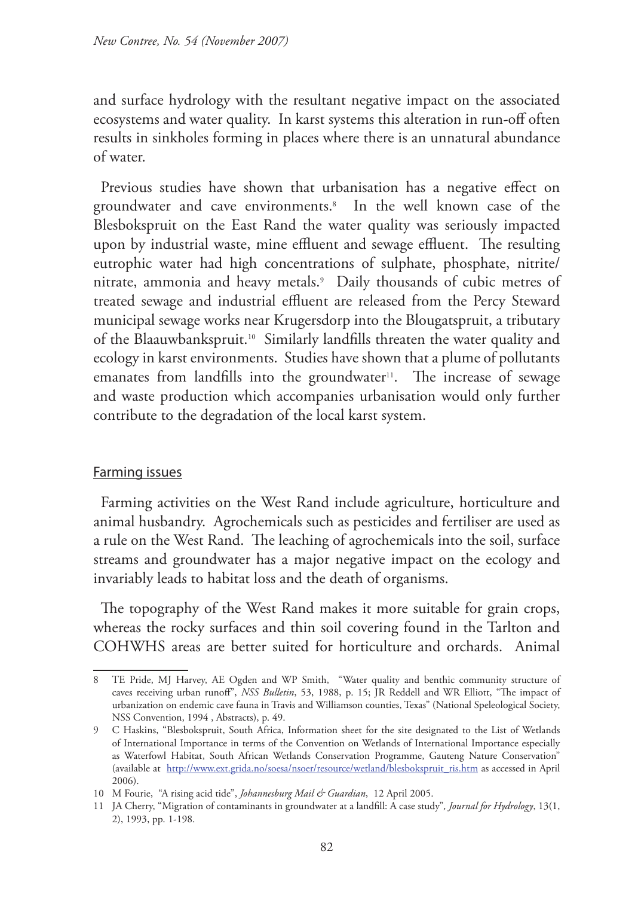and surface hydrology with the resultant negative impact on the associated ecosystems and water quality. In karst systems this alteration in run-off often results in sinkholes forming in places where there is an unnatural abundance of water.

Previous studies have shown that urbanisation has a negative effect on groundwater and cave environments.[8] In the well known case of the Blesbokspruit on the East Rand the water quality was seriously impacted upon by industrial waste, mine effluent and sewage effluent. The resulting eutrophic water had high concentrations of sulphate, phosphate, nitrite/nitrate, ammonia and heavy metals.[9] Daily thousands of cubic metres of treated sewage and industrial effluent are released from the Percy Steward municipal sewage works near Krugersdorp into the Blougatspruit, a tributary of the Blaauwbankspruit.[10] Similarly landfills threaten the water quality and ecology in karst environments. Studies have shown that a plume of pollutants emanates from landfills into the groundwater[11]. The increase of sewage and waste production which accompanies urbanisation would only further contribute to the degradation of the local karst system.

## Farming issues

Farming activities on the West Rand include agriculture, horticulture and animal husbandry. Agrochemicals such as pesticides and fertiliser are used as a rule on the West Rand. The leaching of agrochemicals into the soil, surface streams and groundwater has a major negative impact on the ecology and invariably leads to habitat loss and the death of organisms.

The topography of the West Rand makes it more suitable for grain crops, whereas the rocky surfaces and thin soil covering found in the Tarlton and COHWHS areas are better suited for horticulture and orchards. Animal

---

8 TE Pride, MJ Harvey, AE Ogden and WP Smith, "Water quality and benthic community structure of caves receiving urban runoff", *NSS Bulletin*, 53, 1988, p. 15; JR Reddell and WR Elliott, "The impact of urbanization on endemic cave fauna in Travis and Williamson counties, Texas" (National Speleological Society, NSS Convention, 1994 , Abstracts), p. 49.

9 C Haskins, "Blesbokspruit, South Africa, Information sheet for the site designated to the List of Wetlands of International Importance in terms of the Convention on Wetlands of International Importance especially as Waterfowl Habitat, South African Wetlands Conservation Programme, Gauteng Nature Conservation" (available at http://www.ext.grida.no/soesa/nsoer/resource/wetland/blesbokspruit_ris.htm as accessed in April 2006).

10 M Fourie, "A rising acid tide", *Johannesburg Mail & Guardian*, 12 April 2005.

11 JA Cherry, "Migration of contaminants in groundwater at a landfill: A case study", *Journal for Hydrology*, 13(1, 2), 1993, pp. 1-198.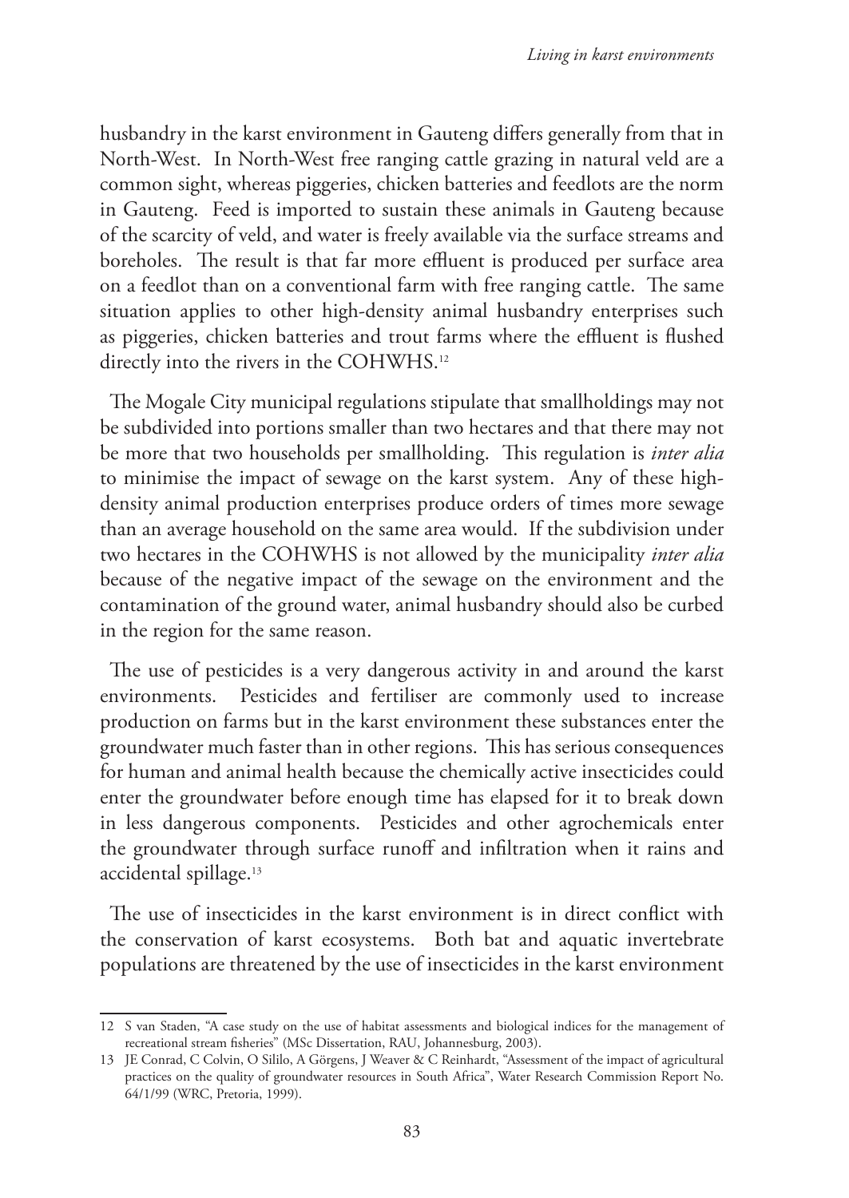husbandry in the karst environment in Gauteng differs generally from that in North-West. In North-West free ranging cattle grazing in natural veld are a common sight, whereas piggeries, chicken batteries and feedlots are the norm in Gauteng. Feed is imported to sustain these animals in Gauteng because of the scarcity of veld, and water is freely available via the surface streams and boreholes. The result is that far more effluent is produced per surface area on a feedlot than on a conventional farm with free ranging cattle. The same situation applies to other high-density animal husbandry enterprises such as piggeries, chicken batteries and trout farms where the effluent is flushed directly into the rivers in the COHWHS.[12]

The Mogale City municipal regulations stipulate that smallholdings may not be subdivided into portions smaller than two hectares and that there may not be more that two households per smallholding. This regulation is *inter alia* to minimise the impact of sewage on the karst system. Any of these high-density animal production enterprises produce orders of times more sewage than an average household on the same area would. If the subdivision under two hectares in the COHWHS is not allowed by the municipality *inter alia* because of the negative impact of the sewage on the environment and the contamination of the ground water, animal husbandry should also be curbed in the region for the same reason.

The use of pesticides is a very dangerous activity in and around the karst environments. Pesticides and fertiliser are commonly used to increase production on farms but in the karst environment these substances enter the groundwater much faster than in other regions. This has serious consequences for human and animal health because the chemically active insecticides could enter the groundwater before enough time has elapsed for it to break down in less dangerous components. Pesticides and other agrochemicals enter the groundwater through surface runoff and infiltration when it rains and accidental spillage.[13]

The use of insecticides in the karst environment is in direct conflict with the conservation of karst ecosystems. Both bat and aquatic invertebrate populations are threatened by the use of insecticides in the karst environment

---

12 S van Staden, "A case study on the use of habitat assessments and biological indices for the management of recreational stream fisheries" (MSc Dissertation, RAU, Johannesburg, 2003).

13 JE Conrad, C Colvin, O Sililo, A Görgens, J Weaver & C Reinhardt, "Assessment of the impact of agricultural practices on the quality of groundwater resources in South Africa", Water Research Commission Report No. 64/1/99 (WRC, Pretoria, 1999).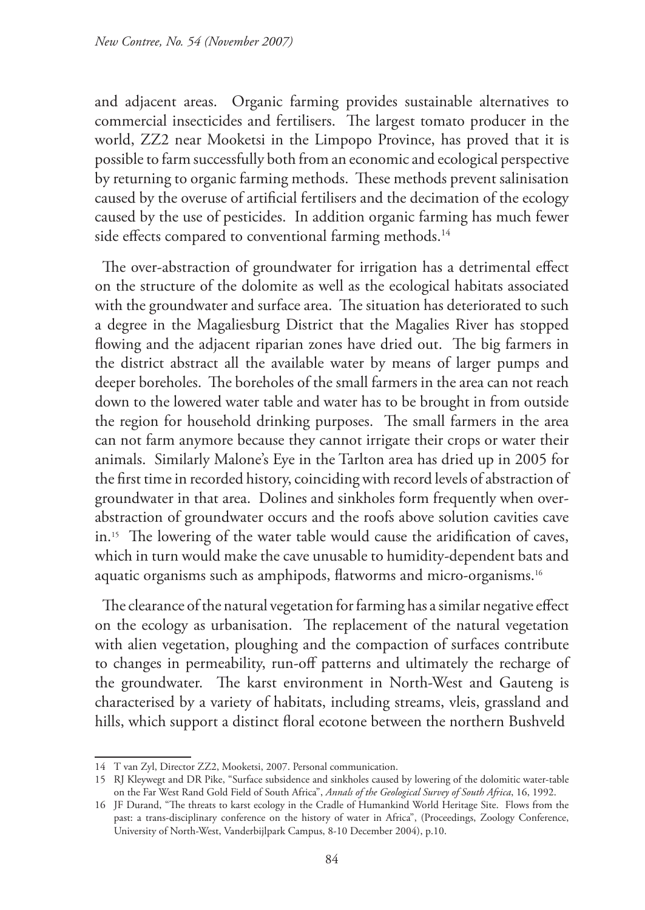and adjacent areas. Organic farming provides sustainable alternatives to commercial insecticides and fertilisers. The largest tomato producer in the world, ZZ2 near Mooketsi in the Limpopo Province, has proved that it is possible to farm successfully both from an economic and ecological perspective by returning to organic farming methods. These methods prevent salinisation caused by the overuse of artificial fertilisers and the decimation of the ecology caused by the use of pesticides. In addition organic farming has much fewer side effects compared to conventional farming methods.[14]

The over-abstraction of groundwater for irrigation has a detrimental effect on the structure of the dolomite as well as the ecological habitats associated with the groundwater and surface area. The situation has deteriorated to such a degree in the Magaliesburg District that the Magalies River has stopped flowing and the adjacent riparian zones have dried out. The big farmers in the district abstract all the available water by means of larger pumps and deeper boreholes. The boreholes of the small farmers in the area can not reach down to the lowered water table and water has to be brought in from outside the region for household drinking purposes. The small farmers in the area can not farm anymore because they cannot irrigate their crops or water their animals. Similarly Malone's Eye in the Tarlton area has dried up in 2005 for the first time in recorded history, coinciding with record levels of abstraction of groundwater in that area. Dolines and sinkholes form frequently when over-abstraction of groundwater occurs and the roofs above solution cavities cave in.[15] The lowering of the water table would cause the aridification of caves, which in turn would make the cave unusable to humidity-dependent bats and aquatic organisms such as amphipods, flatworms and micro-organisms.[16]

The clearance of the natural vegetation for farming has a similar negative effect on the ecology as urbanisation. The replacement of the natural vegetation with alien vegetation, ploughing and the compaction of surfaces contribute to changes in permeability, run-off patterns and ultimately the recharge of the groundwater. The karst environment in North-West and Gauteng is characterised by a variety of habitats, including streams, vleis, grassland and hills, which support a distinct floral ecotone between the northern Bushveld

---

14 T van Zyl, Director ZZ2, Mooketsi, 2007. Personal communication.

15 RJ Kleywegt and DR Pike, "Surface subsidence and sinkholes caused by lowering of the dolomitic water-table on the Far West Rand Gold Field of South Africa", *Annals of the Geological Survey of South Africa*, 16, 1992.

16 JF Durand, "The threats to karst ecology in the Cradle of Humankind World Heritage Site. Flows from the past: a trans-disciplinary conference on the history of water in Africa", (Proceedings, Zoology Conference, University of North-West, Vanderbijlpark Campus, 8-10 December 2004), p.10.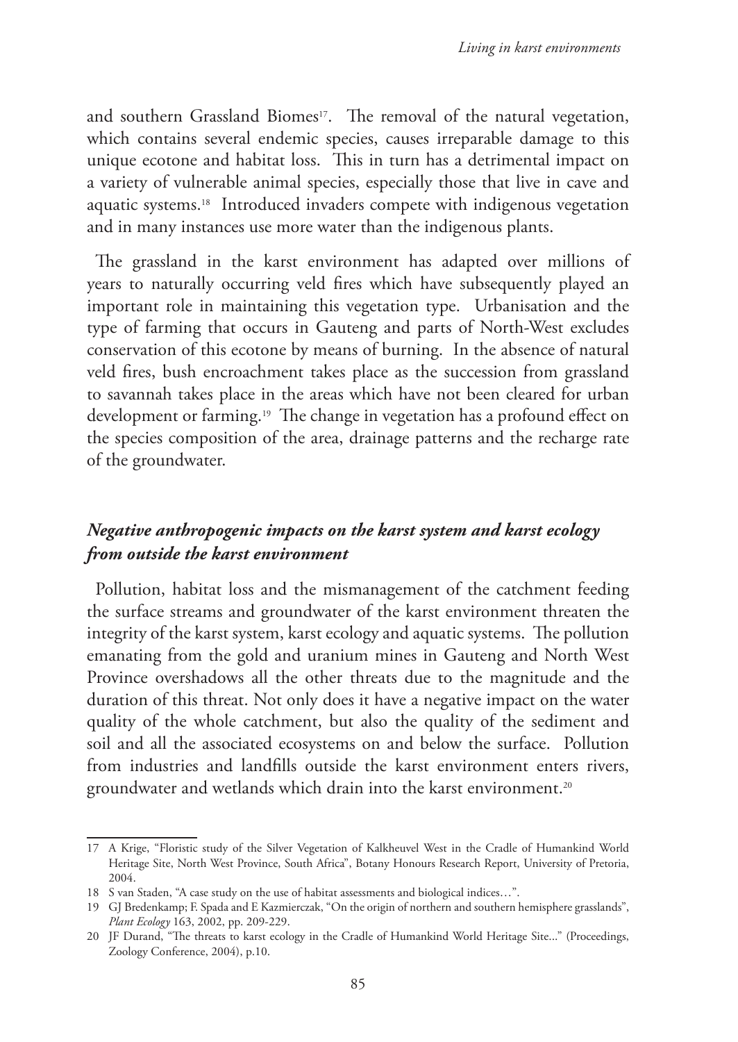and southern Grassland Biomes[17]. The removal of the natural vegetation, which contains several endemic species, causes irreparable damage to this unique ecotone and habitat loss. This in turn has a detrimental impact on a variety of vulnerable animal species, especially those that live in cave and aquatic systems.[18] Introduced invaders compete with indigenous vegetation and in many instances use more water than the indigenous plants.

The grassland in the karst environment has adapted over millions of years to naturally occurring veld fires which have subsequently played an important role in maintaining this vegetation type. Urbanisation and the type of farming that occurs in Gauteng and parts of North-West excludes conservation of this ecotone by means of burning. In the absence of natural veld fires, bush encroachment takes place as the succession from grassland to savannah takes place in the areas which have not been cleared for urban development or farming.[19] The change in vegetation has a profound effect on the species composition of the area, drainage patterns and the recharge rate of the groundwater.

### *Negative anthropogenic impacts on the karst system and karst ecology from outside the karst environment*

Pollution, habitat loss and the mismanagement of the catchment feeding the surface streams and groundwater of the karst environment threaten the integrity of the karst system, karst ecology and aquatic systems. The pollution emanating from the gold and uranium mines in Gauteng and North West Province overshadows all the other threats due to the magnitude and the duration of this threat. Not only does it have a negative impact on the water quality of the whole catchment, but also the quality of the sediment and soil and all the associated ecosystems on and below the surface. Pollution from industries and landfills outside the karst environment enters rivers, groundwater and wetlands which drain into the karst environment.[20]

---

17 A Krige, "Floristic study of the Silver Vegetation of Kalkheuvel West in the Cradle of Humankind World Heritage Site, North West Province, South Africa", Botany Honours Research Report, University of Pretoria, 2004.

18 S van Staden, "A case study on the use of habitat assessments and biological indices…".

19 GJ Bredenkamp; F. Spada and E Kazmierczak, "On the origin of northern and southern hemisphere grasslands", *Plant Ecology* 163, 2002, pp. 209-229.

20 JF Durand, "The threats to karst ecology in the Cradle of Humankind World Heritage Site..." (Proceedings, Zoology Conference, 2004), p.10.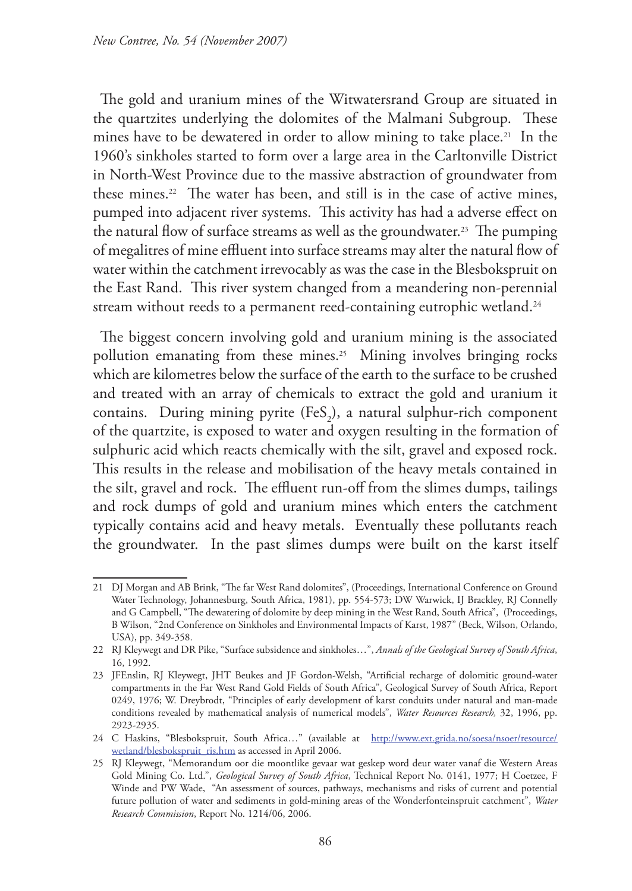The gold and uranium mines of the Witwatersrand Group are situated in the quartzites underlying the dolomites of the Malmani Subgroup. These mines have to be dewatered in order to allow mining to take place.[21] In the 1960's sinkholes started to form over a large area in the Carltonville District in North-West Province due to the massive abstraction of groundwater from these mines.[22] The water has been, and still is in the case of active mines, pumped into adjacent river systems. This activity has had a adverse effect on the natural flow of surface streams as well as the groundwater.[23] The pumping of megalitres of mine effluent into surface streams may alter the natural flow of water within the catchment irrevocably as was the case in the Blesbokspruit on the East Rand. This river system changed from a meandering non-perennial stream without reeds to a permanent reed-containing eutrophic wetland.[24]

The biggest concern involving gold and uranium mining is the associated pollution emanating from these mines.[25] Mining involves bringing rocks which are kilometres below the surface of the earth to the surface to be crushed and treated with an array of chemicals to extract the gold and uranium it contains. During mining pyrite ($FeS_2$), a natural sulphur-rich component of the quartzite, is exposed to water and oxygen resulting in the formation of sulphuric acid which reacts chemically with the silt, gravel and exposed rock. This results in the release and mobilisation of the heavy metals contained in the silt, gravel and rock. The effluent run-off from the slimes dumps, tailings and rock dumps of gold and uranium mines which enters the catchment typically contains acid and heavy metals. Eventually these pollutants reach the groundwater. In the past slimes dumps were built on the karst itself

---

21 DJ Morgan and AB Brink, "The far West Rand dolomites", (Proceedings, International Conference on Ground Water Technology, Johannesburg, South Africa, 1981), pp. 554-573; DW Warwick, IJ Brackley, RJ Connelly and G Campbell, "The dewatering of dolomite by deep mining in the West Rand, South Africa", (Proceedings, B Wilson, "2nd Conference on Sinkholes and Environmental Impacts of Karst, 1987" (Beck, Wilson, Orlando, USA), pp. 349-358.

22 RJ Kleywegt and DR Pike, "Surface subsidence and sinkholes…", *Annals of the Geological Survey of South Africa*, 16, 1992.

23 JFEnslin, RJ Kleywegt, JHT Beukes and JF Gordon-Welsh, "Artificial recharge of dolomitic ground-water compartments in the Far West Rand Gold Fields of South Africa", Geological Survey of South Africa, Report 0249, 1976; W. Dreybrodt, "Principles of early development of karst conduits under natural and man-made conditions revealed by mathematical analysis of numerical models", *Water Resources Research,* 32, 1996, pp. 2923-2935.

24 C Haskins, "Blesbokspruit, South Africa…" (available at http://www.ext.grida.no/soesa/nsoer/resource/wetland/blesbokspruit_ris.htm as accessed in April 2006.

25 RJ Kleywegt, "Memorandum oor die moontlike gevaar wat geskep word deur water vanaf die Western Areas Gold Mining Co. Ltd.", *Geological Survey of South Africa*, Technical Report No. 0141, 1977; H Coetzee, F Winde and PW Wade, "An assessment of sources, pathways, mechanisms and risks of current and potential future pollution of water and sediments in gold-mining areas of the Wonderfonteinspruit catchment", *Water Research Commission*, Report No. 1214/06, 2006.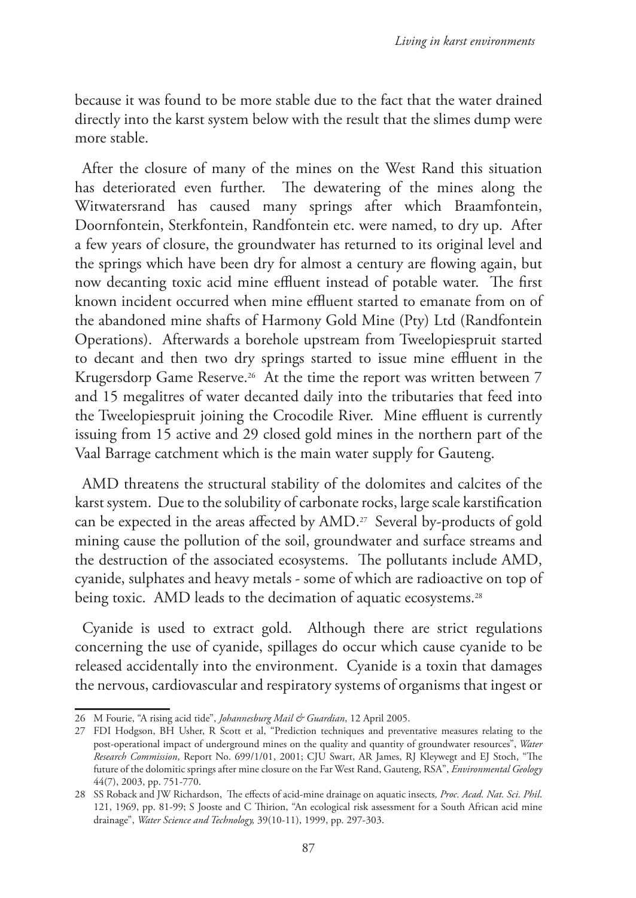because it was found to be more stable due to the fact that the water drained directly into the karst system below with the result that the slimes dump were more stable.

After the closure of many of the mines on the West Rand this situation has deteriorated even further. The dewatering of the mines along the Witwatersrand has caused many springs after which Braamfontein, Doornfontein, Sterkfontein, Randfontein etc. were named, to dry up. After a few years of closure, the groundwater has returned to its original level and the springs which have been dry for almost a century are flowing again, but now decanting toxic acid mine effluent instead of potable water. The first known incident occurred when mine effluent started to emanate from on of the abandoned mine shafts of Harmony Gold Mine (Pty) Ltd (Randfontein Operations). Afterwards a borehole upstream from Tweelopiespruit started to decant and then two dry springs started to issue mine effluent in the Krugersdorp Game Reserve.[26] At the time the report was written between 7 and 15 megalitres of water decanted daily into the tributaries that feed into the Tweelopiespruit joining the Crocodile River. Mine effluent is currently issuing from 15 active and 29 closed gold mines in the northern part of the Vaal Barrage catchment which is the main water supply for Gauteng.

AMD threatens the structural stability of the dolomites and calcites of the karst system. Due to the solubility of carbonate rocks, large scale karstification can be expected in the areas affected by AMD.[27] Several by-products of gold mining cause the pollution of the soil, groundwater and surface streams and the destruction of the associated ecosystems. The pollutants include AMD, cyanide, sulphates and heavy metals - some of which are radioactive on top of being toxic. AMD leads to the decimation of aquatic ecosystems.[28]

Cyanide is used to extract gold. Although there are strict regulations concerning the use of cyanide, spillages do occur which cause cyanide to be released accidentally into the environment. Cyanide is a toxin that damages the nervous, cardiovascular and respiratory systems of organisms that ingest or

---

26 M Fourie, "A rising acid tide", *Johannesburg Mail & Guardian*, 12 April 2005.

27 FDI Hodgson, BH Usher, R Scott et al, "Prediction techniques and preventative measures relating to the post-operational impact of underground mines on the quality and quantity of groundwater resources", *Water Research Commission*, Report No. 699/1/01, 2001; CJU Swart, AR James, RJ Kleywegt and EJ Stoch, "The future of the dolomitic springs after mine closure on the Far West Rand, Gauteng, RSA", *Environmental Geology* 44(7), 2003, pp. 751-770.

28 SS Roback and JW Richardson, The effects of acid-mine drainage on aquatic insects, *Proc. Acad. Nat. Sci. Phil.* 121, 1969, pp. 81-99; S Jooste and C Thirion, "An ecological risk assessment for a South African acid mine drainage", *Water Science and Technology,* 39(10-11), 1999, pp. 297-303.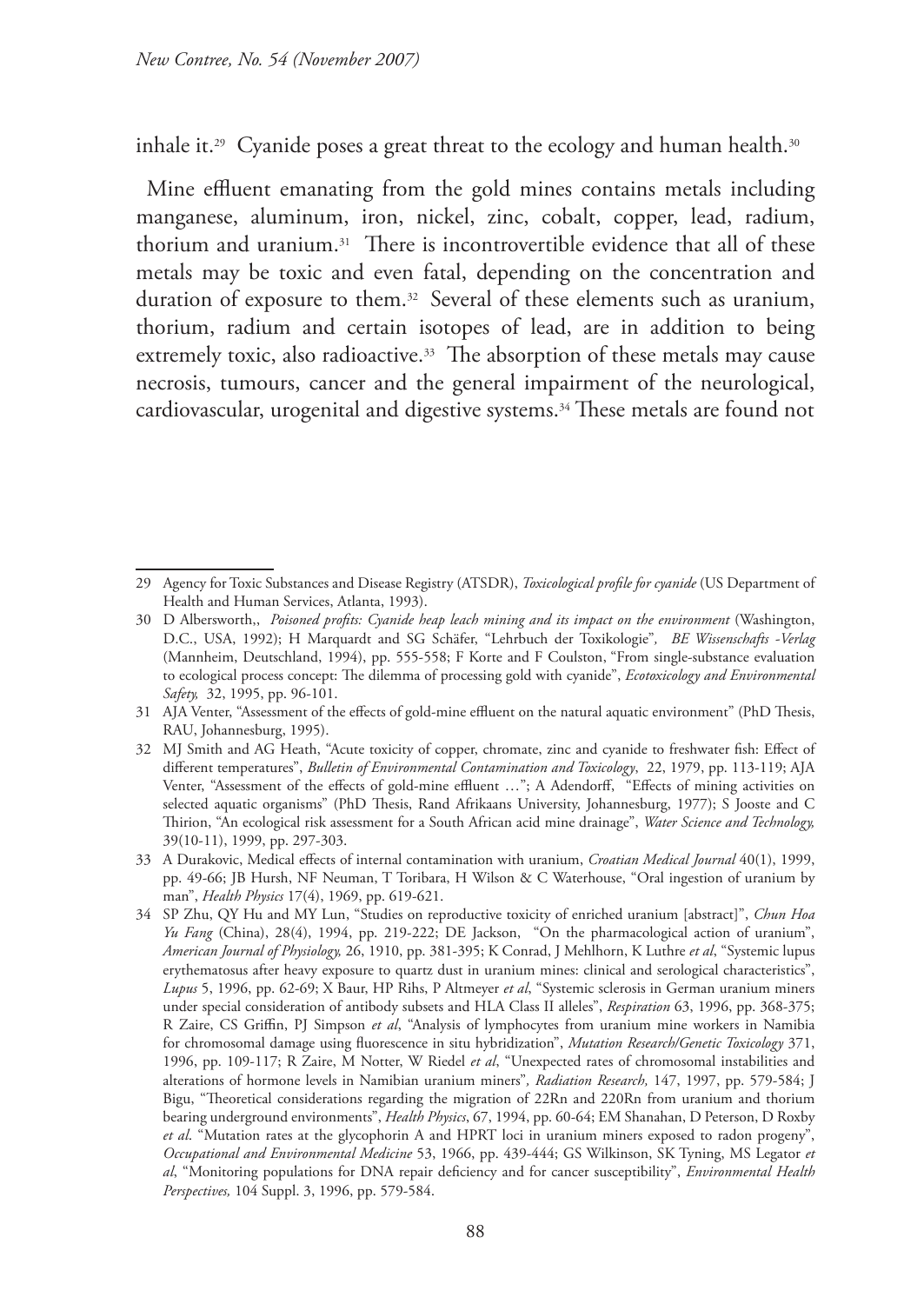inhale it.[29] Cyanide poses a great threat to the ecology and human health.[30]

Mine effluent emanating from the gold mines contains metals including manganese, aluminum, iron, nickel, zinc, cobalt, copper, lead, radium, thorium and uranium.[31] There is incontrovertible evidence that all of these metals may be toxic and even fatal, depending on the concentration and duration of exposure to them.[32] Several of these elements such as uranium, thorium, radium and certain isotopes of lead, are in addition to being extremely toxic, also radioactive.[33] The absorption of these metals may cause necrosis, tumours, cancer and the general impairment of the neurological, cardiovascular, urogenital and digestive systems.[34] These metals are found not

---

29 Agency for Toxic Substances and Disease Registry (ATSDR), *Toxicological profile for cyanide* (US Department of Health and Human Services, Atlanta, 1993).

30 D Albersworth,, *Poisoned profits: Cyanide heap leach mining and its impact on the environment* (Washington, D.C., USA, 1992); H Marquardt and SG Schäfer, "Lehrbuch der Toxikologie", *BE Wissenschafts -Verlag* (Mannheim, Deutschland, 1994), pp. 555-558; F Korte and F Coulston, "From single-substance evaluation to ecological process concept: The dilemma of processing gold with cyanide", *Ecotoxicology and Environmental Safety,* 32, 1995, pp. 96-101.

31 AJA Venter, "Assessment of the effects of gold-mine effluent on the natural aquatic environment" (PhD Thesis, RAU, Johannesburg, 1995).

32 MJ Smith and AG Heath, "Acute toxicity of copper, chromate, zinc and cyanide to freshwater fish: Effect of different temperatures", *Bulletin of Environmental Contamination and Toxicology*, 22, 1979, pp. 113-119; AJA Venter, "Assessment of the effects of gold-mine effluent …"; A Adendorff, "Effects of mining activities on selected aquatic organisms" (PhD Thesis, Rand Afrikaans University, Johannesburg, 1977); S Jooste and C Thirion, "An ecological risk assessment for a South African acid mine drainage", *Water Science and Technology,* 39(10-11), 1999, pp. 297-303.

33 A Durakovic, Medical effects of internal contamination with uranium, *Croatian Medical Journal* 40(1), 1999, pp. 49-66; JB Hursh, NF Neuman, T Toribara, H Wilson & C Waterhouse, "Oral ingestion of uranium by man", *Health Physics* 17(4), 1969, pp. 619-621.

34 SP Zhu, QY Hu and MY Lun, "Studies on reproductive toxicity of enriched uranium [abstract]", *Chun Hoa Yu Fang* (China), 28(4), 1994, pp. 219-222; DE Jackson, "On the pharmacological action of uranium", *American Journal of Physiology,* 26, 1910, pp. 381-395; K Conrad, J Mehlhorn, K Luthre *et al*, "Systemic lupus erythematosus after heavy exposure to quartz dust in uranium mines: clinical and serological characteristics", *Lupus* 5, 1996, pp. 62-69; X Baur, HP Rihs, P Altmeyer *et al*, "Systemic sclerosis in German uranium miners under special consideration of antibody subsets and HLA Class II alleles", *Respiration* 63, 1996, pp. 368-375; R Zaire, CS Griffin, PJ Simpson *et al*, "Analysis of lymphocytes from uranium mine workers in Namibia for chromosomal damage using fluorescence in situ hybridization", *Mutation Research/Genetic Toxicology* 371, 1996, pp. 109-117; R Zaire, M Notter, W Riedel *et al*, "Unexpected rates of chromosomal instabilities and alterations of hormone levels in Namibian uranium miners"*, Radiation Research,* 147, 1997, pp. 579-584; J Bigu, "Theoretical considerations regarding the migration of 22Rn and 220Rn from uranium and thorium bearing underground environments", *Health Physics*, 67, 1994, pp. 60-64; EM Shanahan, D Peterson, D Roxby *et al*. "Mutation rates at the glycophorin A and HPRT loci in uranium miners exposed to radon progeny", *Occupational and Environmental Medicine* 53, 1966, pp. 439-444; GS Wilkinson, SK Tyning, MS Legator *et al*, "Monitoring populations for DNA repair deficiency and for cancer susceptibility", *Environmental Health Perspectives,* 104 Suppl. 3, 1996, pp. 579-584.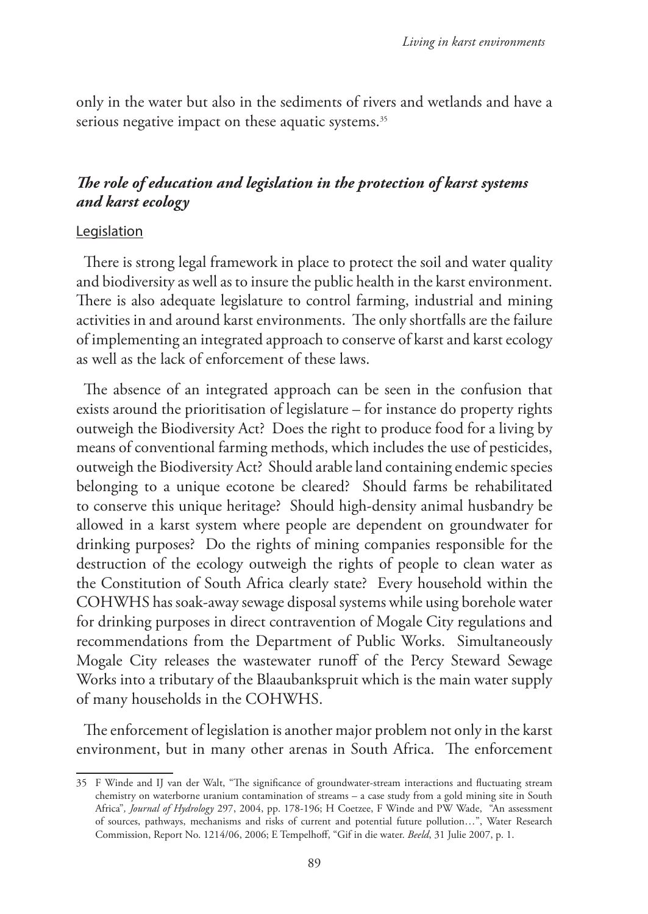only in the water but also in the sediments of rivers and wetlands and have a serious negative impact on these aquatic systems.[35]

## *The role of education and legislation in the protection of karst systems and karst ecology*

### Legislation

There is strong legal framework in place to protect the soil and water quality and biodiversity as well as to insure the public health in the karst environment. There is also adequate legislature to control farming, industrial and mining activities in and around karst environments. The only shortfalls are the failure of implementing an integrated approach to conserve of karst and karst ecology as well as the lack of enforcement of these laws.

The absence of an integrated approach can be seen in the confusion that exists around the prioritisation of legislature – for instance do property rights outweigh the Biodiversity Act? Does the right to produce food for a living by means of conventional farming methods, which includes the use of pesticides, outweigh the Biodiversity Act? Should arable land containing endemic species belonging to a unique ecotone be cleared? Should farms be rehabilitated to conserve this unique heritage? Should high-density animal husbandry be allowed in a karst system where people are dependent on groundwater for drinking purposes? Do the rights of mining companies responsible for the destruction of the ecology outweigh the rights of people to clean water as the Constitution of South Africa clearly state? Every household within the COHWHS has soak-away sewage disposal systems while using borehole water for drinking purposes in direct contravention of Mogale City regulations and recommendations from the Department of Public Works. Simultaneously Mogale City releases the wastewater runoff of the Percy Steward Sewage Works into a tributary of the Blaaubankspruit which is the main water supply of many households in the COHWHS.

The enforcement of legislation is another major problem not only in the karst environment, but in many other arenas in South Africa. The enforcement

---

35 F Winde and IJ van der Walt, "The significance of groundwater-stream interactions and fluctuating stream chemistry on waterborne uranium contamination of streams – a case study from a gold mining site in South Africa", *Journal of Hydrology* 297, 2004, pp. 178-196; H Coetzee, F Winde and PW Wade, "An assessment of sources, pathways, mechanisms and risks of current and potential future pollution…", Water Research Commission, Report No. 1214/06, 2006; E Tempelhoff, "Gif in die water. *Beeld*, 31 Julie 2007, p. 1.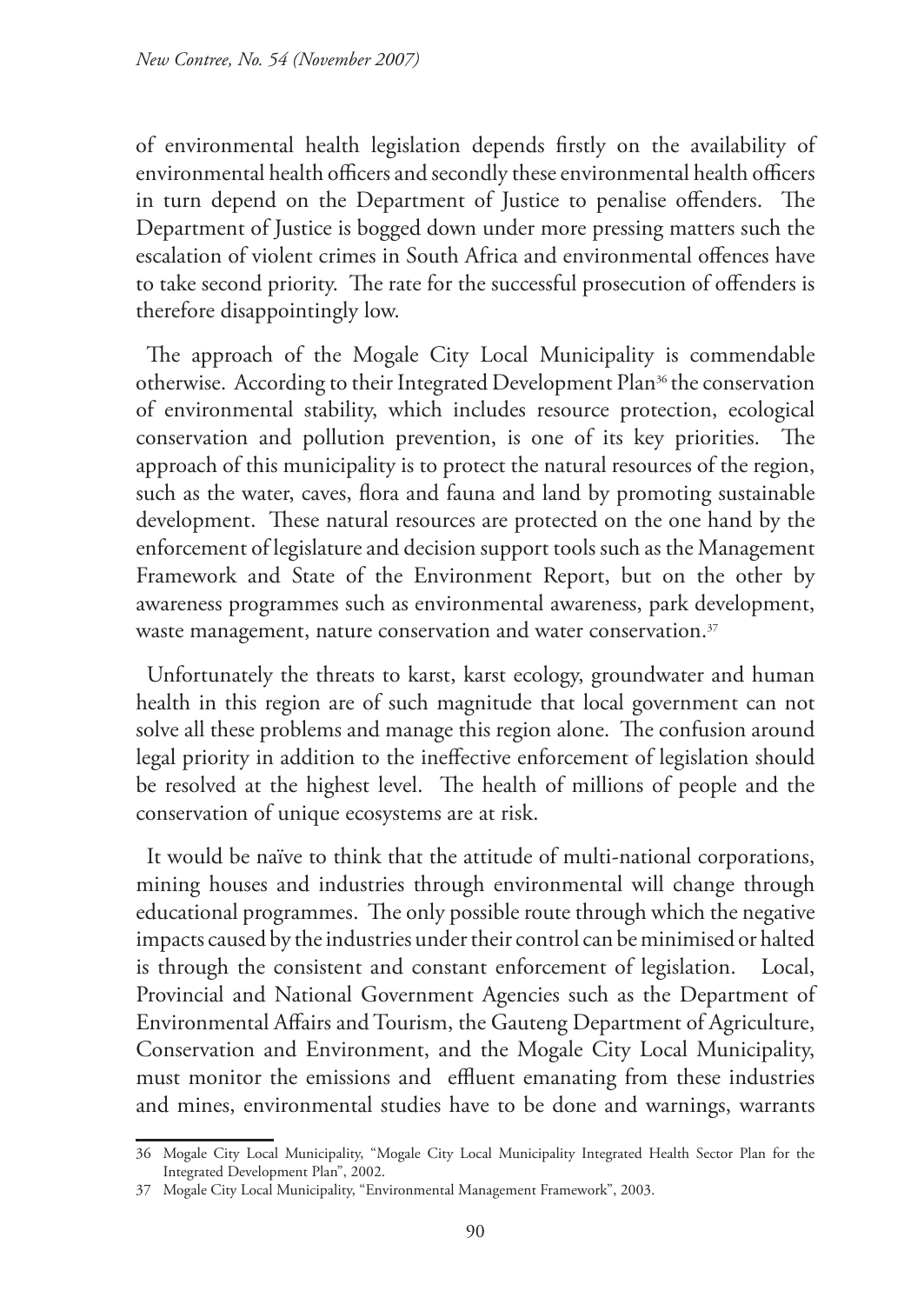of environmental health legislation depends firstly on the availability of environmental health officers and secondly these environmental health officers in turn depend on the Department of Justice to penalise offenders. The Department of Justice is bogged down under more pressing matters such the escalation of violent crimes in South Africa and environmental offences have to take second priority. The rate for the successful prosecution of offenders is therefore disappointingly low.

The approach of the Mogale City Local Municipality is commendable otherwise. According to their Integrated Development Plan[36] the conservation of environmental stability, which includes resource protection, ecological conservation and pollution prevention, is one of its key priorities. The approach of this municipality is to protect the natural resources of the region, such as the water, caves, flora and fauna and land by promoting sustainable development. These natural resources are protected on the one hand by the enforcement of legislature and decision support tools such as the Management Framework and State of the Environment Report, but on the other by awareness programmes such as environmental awareness, park development, waste management, nature conservation and water conservation.[37]

Unfortunately the threats to karst, karst ecology, groundwater and human health in this region are of such magnitude that local government can not solve all these problems and manage this region alone. The confusion around legal priority in addition to the ineffective enforcement of legislation should be resolved at the highest level. The health of millions of people and the conservation of unique ecosystems are at risk.

It would be naïve to think that the attitude of multi-national corporations, mining houses and industries through environmental will change through educational programmes. The only possible route through which the negative impacts caused by the industries under their control can be minimised or halted is through the consistent and constant enforcement of legislation. Local, Provincial and National Government Agencies such as the Department of Environmental Affairs and Tourism, the Gauteng Department of Agriculture, Conservation and Environment, and the Mogale City Local Municipality, must monitor the emissions and effluent emanating from these industries and mines, environmental studies have to be done and warnings, warrants

---

36 Mogale City Local Municipality, "Mogale City Local Municipality Integrated Health Sector Plan for the Integrated Development Plan", 2002.

37 Mogale City Local Municipality, "Environmental Management Framework", 2003.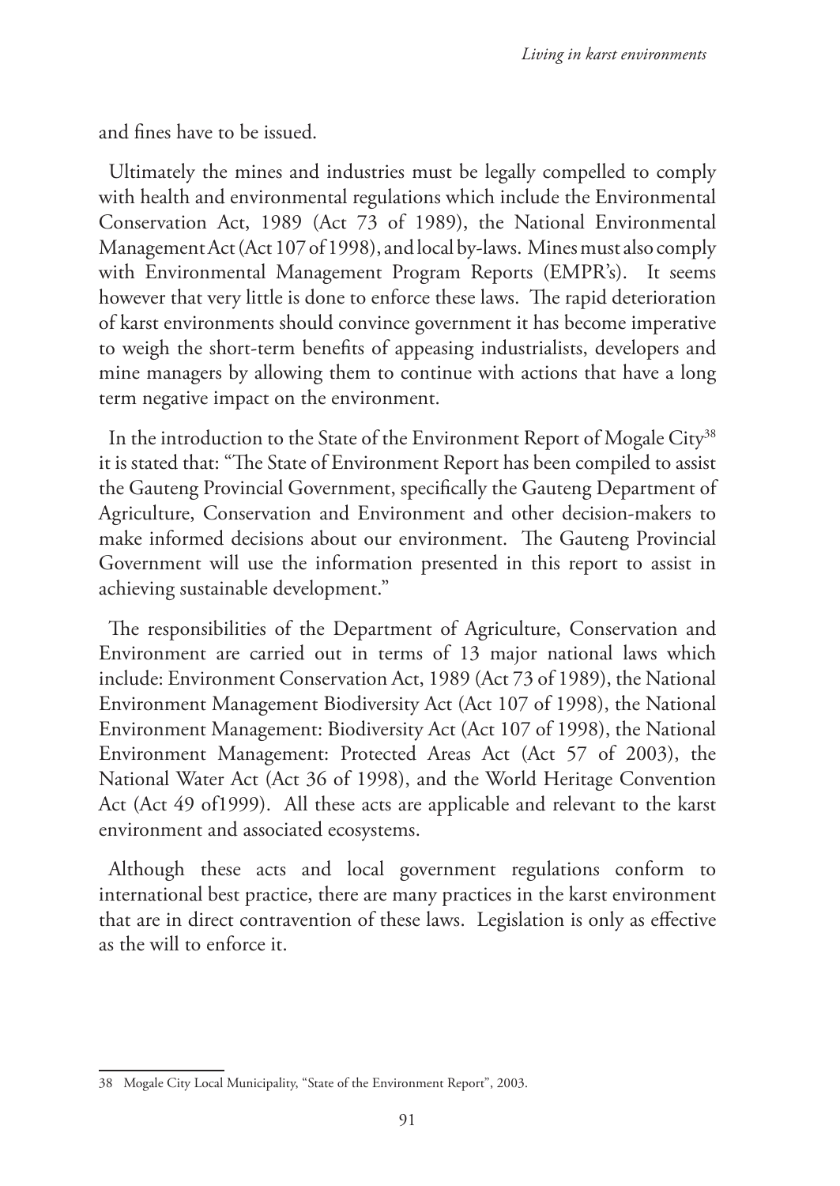and fines have to be issued.

Ultimately the mines and industries must be legally compelled to comply with health and environmental regulations which include the Environmental Conservation Act, 1989 (Act 73 of 1989), the National Environmental Management Act (Act 107 of 1998), and local by-laws. Mines must also comply with Environmental Management Program Reports (EMPR's). It seems however that very little is done to enforce these laws. The rapid deterioration of karst environments should convince government it has become imperative to weigh the short-term benefits of appeasing industrialists, developers and mine managers by allowing them to continue with actions that have a long term negative impact on the environment.

In the introduction to the State of the Environment Report of Mogale City[38] it is stated that: "The State of Environment Report has been compiled to assist the Gauteng Provincial Government, specifically the Gauteng Department of Agriculture, Conservation and Environment and other decision-makers to make informed decisions about our environment. The Gauteng Provincial Government will use the information presented in this report to assist in achieving sustainable development."

The responsibilities of the Department of Agriculture, Conservation and Environment are carried out in terms of 13 major national laws which include: Environment Conservation Act, 1989 (Act 73 of 1989), the National Environment Management Biodiversity Act (Act 107 of 1998), the National Environment Management: Biodiversity Act (Act 107 of 1998), the National Environment Management: Protected Areas Act (Act 57 of 2003), the National Water Act (Act 36 of 1998), and the World Heritage Convention Act (Act 49 of1999). All these acts are applicable and relevant to the karst environment and associated ecosystems.

Although these acts and local government regulations conform to international best practice, there are many practices in the karst environment that are in direct contravention of these laws. Legislation is only as effective as the will to enforce it.

38 Mogale City Local Municipality, "State of the Environment Report", 2003.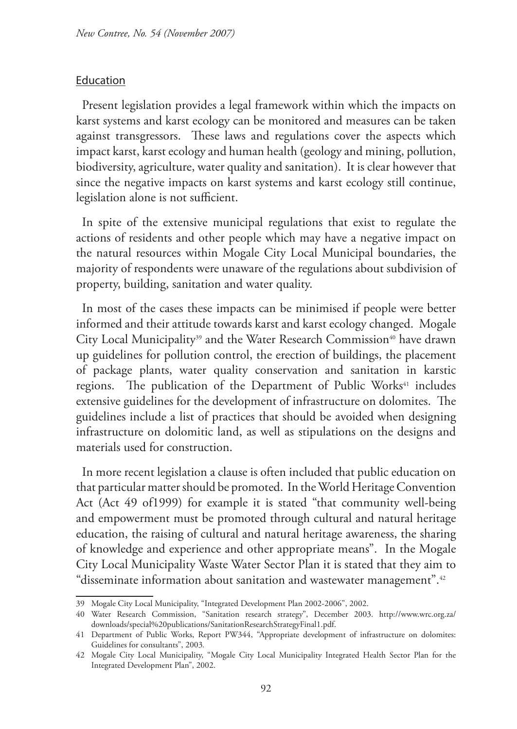## Education

Present legislation provides a legal framework within which the impacts on karst systems and karst ecology can be monitored and measures can be taken against transgressors. These laws and regulations cover the aspects which impact karst, karst ecology and human health (geology and mining, pollution, biodiversity, agriculture, water quality and sanitation). It is clear however that since the negative impacts on karst systems and karst ecology still continue, legislation alone is not sufficient.

In spite of the extensive municipal regulations that exist to regulate the actions of residents and other people which may have a negative impact on the natural resources within Mogale City Local Municipal boundaries, the majority of respondents were unaware of the regulations about subdivision of property, building, sanitation and water quality.

In most of the cases these impacts can be minimised if people were better informed and their attitude towards karst and karst ecology changed. Mogale City Local Municipality[39] and the Water Research Commission[40] have drawn up guidelines for pollution control, the erection of buildings, the placement of package plants, water quality conservation and sanitation in karstic regions. The publication of the Department of Public Works[41] includes extensive guidelines for the development of infrastructure on dolomites. The guidelines include a list of practices that should be avoided when designing infrastructure on dolomitic land, as well as stipulations on the designs and materials used for construction.

In more recent legislation a clause is often included that public education on that particular matter should be promoted. In the World Heritage Convention Act (Act 49 of1999) for example it is stated "that community well-being and empowerment must be promoted through cultural and natural heritage education, the raising of cultural and natural heritage awareness, the sharing of knowledge and experience and other appropriate means". In the Mogale City Local Municipality Waste Water Sector Plan it is stated that they aim to "disseminate information about sanitation and wastewater management".[42]

---

39 Mogale City Local Municipality, "Integrated Development Plan 2002-2006", 2002.

40 Water Research Commission, "Sanitation research strategy", December 2003. http://www.wrc.org.za/downloads/special%20publications/SanitationResearchStrategyFinal1.pdf.

41 Department of Public Works, Report PW344, "Appropriate development of infrastructure on dolomites: Guidelines for consultants", 2003.

42 Mogale City Local Municipality, "Mogale City Local Municipality Integrated Health Sector Plan for the Integrated Development Plan", 2002.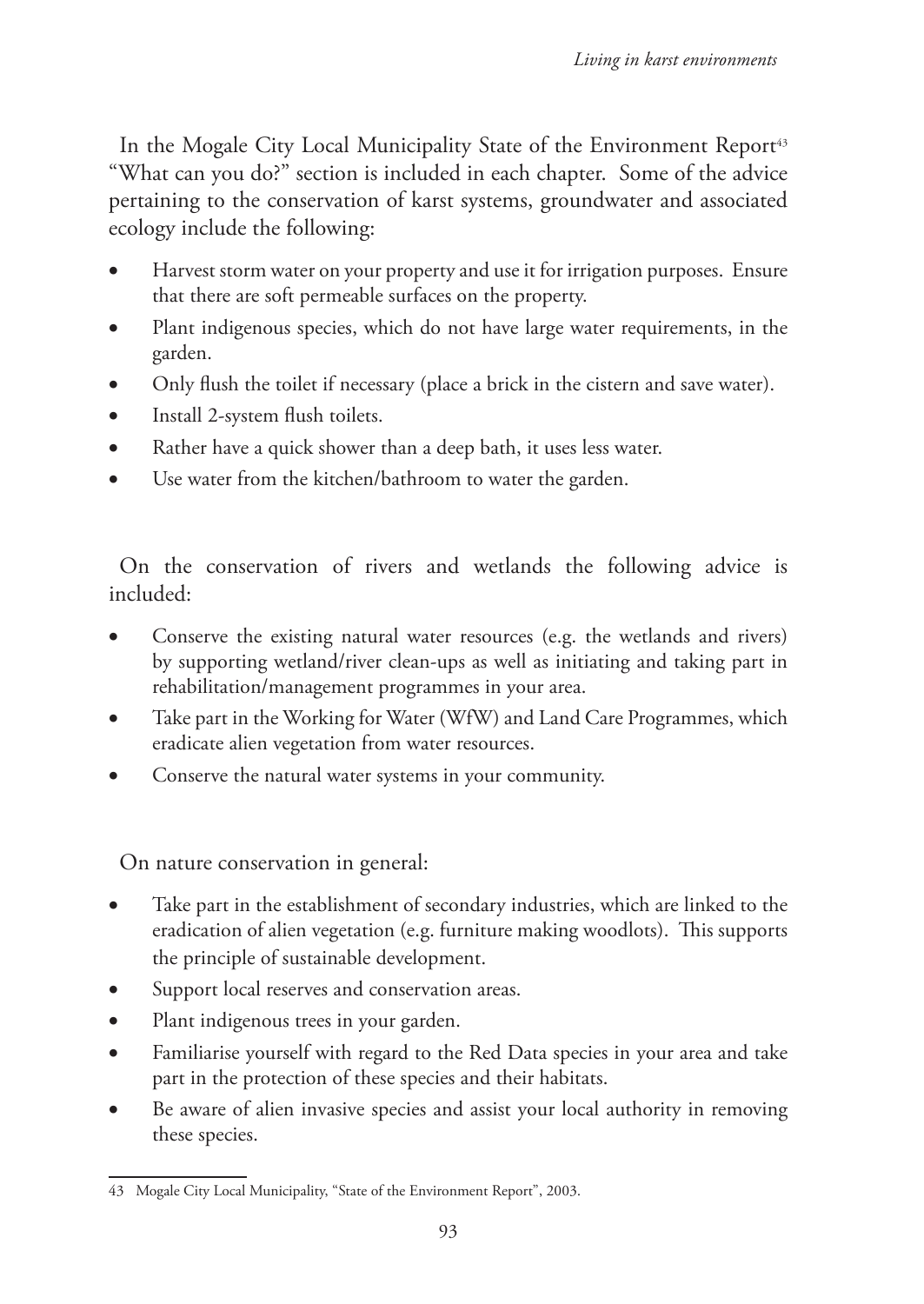In the Mogale City Local Municipality State of the Environment Report[43] "What can you do?" section is included in each chapter. Some of the advice pertaining to the conservation of karst systems, groundwater and associated ecology include the following:

- Harvest storm water on your property and use it for irrigation purposes. Ensure that there are soft permeable surfaces on the property.
- Plant indigenous species, which do not have large water requirements, in the garden.
- Only flush the toilet if necessary (place a brick in the cistern and save water).
- Install 2-system flush toilets.
- Rather have a quick shower than a deep bath, it uses less water.
- Use water from the kitchen/bathroom to water the garden.

On the conservation of rivers and wetlands the following advice is included:

- Conserve the existing natural water resources (e.g. the wetlands and rivers) by supporting wetland/river clean-ups as well as initiating and taking part in rehabilitation/management programmes in your area.
- Take part in the Working for Water (WfW) and Land Care Programmes, which eradicate alien vegetation from water resources.
- Conserve the natural water systems in your community.

On nature conservation in general:

- Take part in the establishment of secondary industries, which are linked to the eradication of alien vegetation (e.g. furniture making woodlots). This supports the principle of sustainable development.
- Support local reserves and conservation areas.
- Plant indigenous trees in your garden.
- Familiarise yourself with regard to the Red Data species in your area and take part in the protection of these species and their habitats.
- Be aware of alien invasive species and assist your local authority in removing these species.

---

43 Mogale City Local Municipality, "State of the Environment Report", 2003.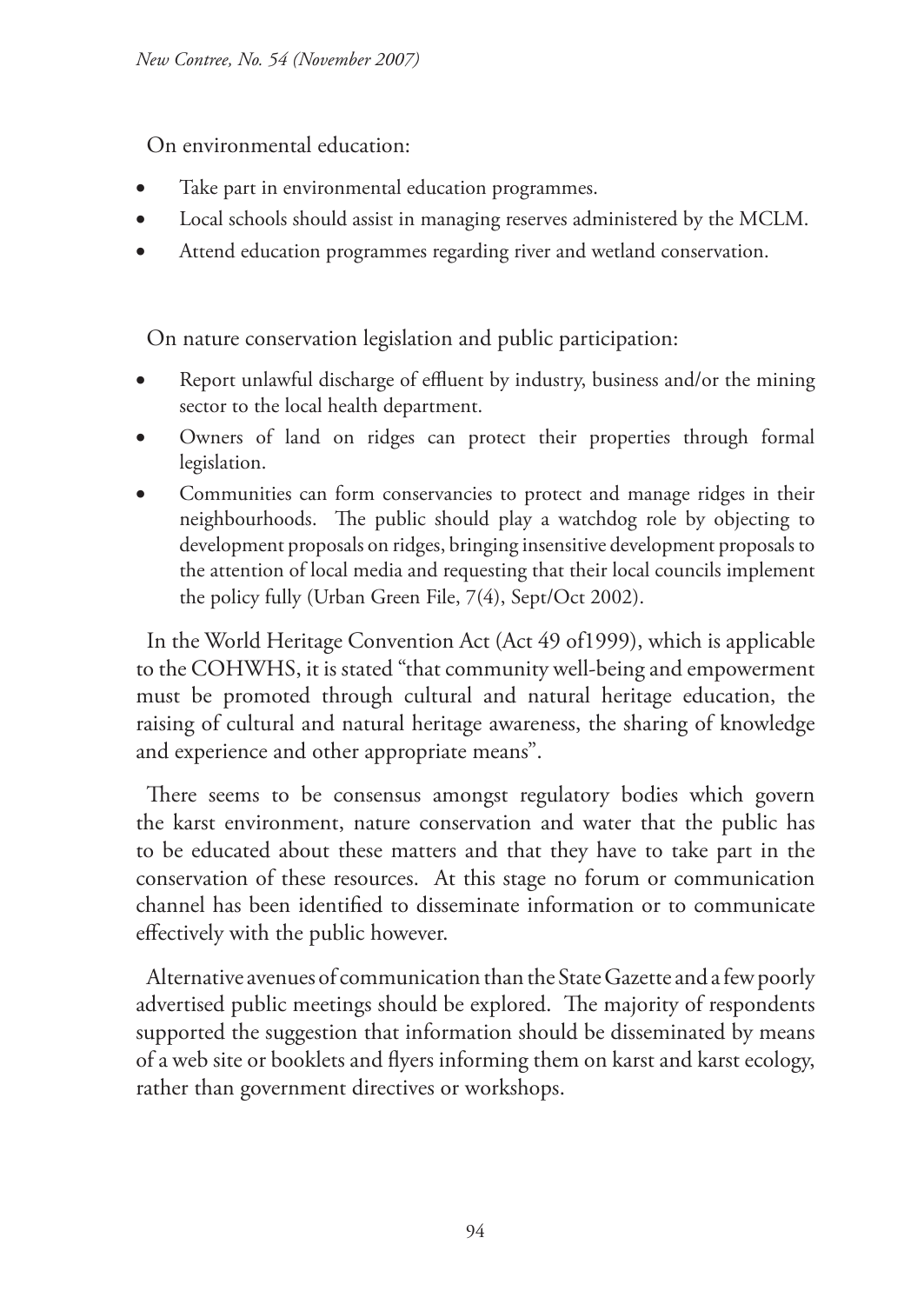On environmental education:

- Take part in environmental education programmes.
- Local schools should assist in managing reserves administered by the MCLM.
- Attend education programmes regarding river and wetland conservation.

On nature conservation legislation and public participation:

- Report unlawful discharge of effluent by industry, business and/or the mining sector to the local health department.
- Owners of land on ridges can protect their properties through formal legislation.
- Communities can form conservancies to protect and manage ridges in their neighbourhoods. The public should play a watchdog role by objecting to development proposals on ridges, bringing insensitive development proposals to the attention of local media and requesting that their local councils implement the policy fully (Urban Green File, 7(4), Sept/Oct 2002).

In the World Heritage Convention Act (Act 49 of1999), which is applicable to the COHWHS, it is stated "that community well-being and empowerment must be promoted through cultural and natural heritage education, the raising of cultural and natural heritage awareness, the sharing of knowledge and experience and other appropriate means".

There seems to be consensus amongst regulatory bodies which govern the karst environment, nature conservation and water that the public has to be educated about these matters and that they have to take part in the conservation of these resources. At this stage no forum or communication channel has been identified to disseminate information or to communicate effectively with the public however.

Alternative avenues of communication than the State Gazette and a few poorly advertised public meetings should be explored. The majority of respondents supported the suggestion that information should be disseminated by means of a web site or booklets and flyers informing them on karst and karst ecology, rather than government directives or workshops.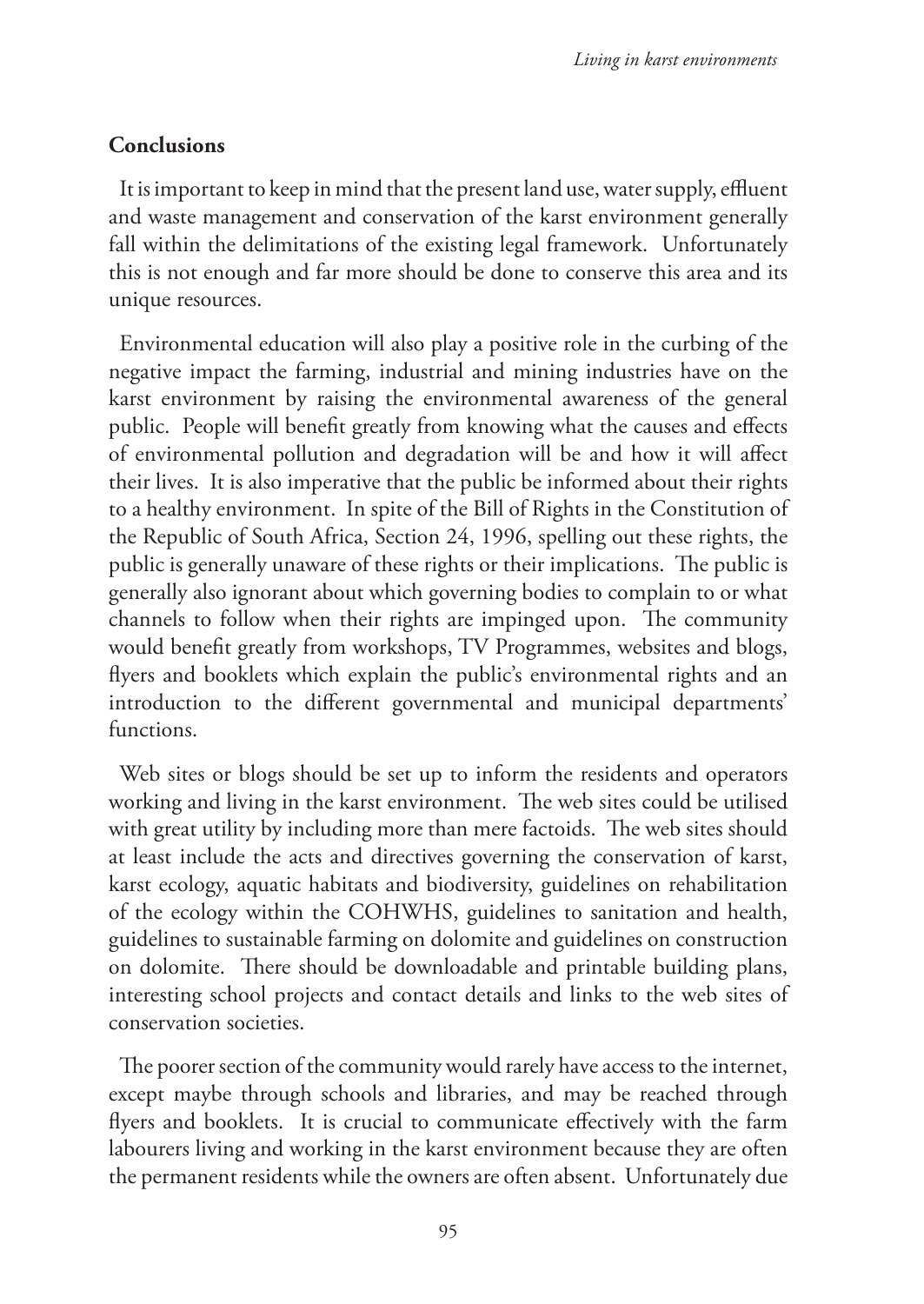## Conclusions

It is important to keep in mind that the present land use, water supply, effluent and waste management and conservation of the karst environment generally fall within the delimitations of the existing legal framework. Unfortunately this is not enough and far more should be done to conserve this area and its unique resources.

Environmental education will also play a positive role in the curbing of the negative impact the farming, industrial and mining industries have on the karst environment by raising the environmental awareness of the general public. People will benefit greatly from knowing what the causes and effects of environmental pollution and degradation will be and how it will affect their lives. It is also imperative that the public be informed about their rights to a healthy environment. In spite of the Bill of Rights in the Constitution of the Republic of South Africa, Section 24, 1996, spelling out these rights, the public is generally unaware of these rights or their implications. The public is generally also ignorant about which governing bodies to complain to or what channels to follow when their rights are impinged upon. The community would benefit greatly from workshops, TV Programmes, websites and blogs, flyers and booklets which explain the public's environmental rights and an introduction to the different governmental and municipal departments' functions.

Web sites or blogs should be set up to inform the residents and operators working and living in the karst environment. The web sites could be utilised with great utility by including more than mere factoids. The web sites should at least include the acts and directives governing the conservation of karst, karst ecology, aquatic habitats and biodiversity, guidelines on rehabilitation of the ecology within the COHWHS, guidelines to sanitation and health, guidelines to sustainable farming on dolomite and guidelines on construction on dolomite. There should be downloadable and printable building plans, interesting school projects and contact details and links to the web sites of conservation societies.

The poorer section of the community would rarely have access to the internet, except maybe through schools and libraries, and may be reached through flyers and booklets. It is crucial to communicate effectively with the farm labourers living and working in the karst environment because they are often the permanent residents while the owners are often absent. Unfortunately due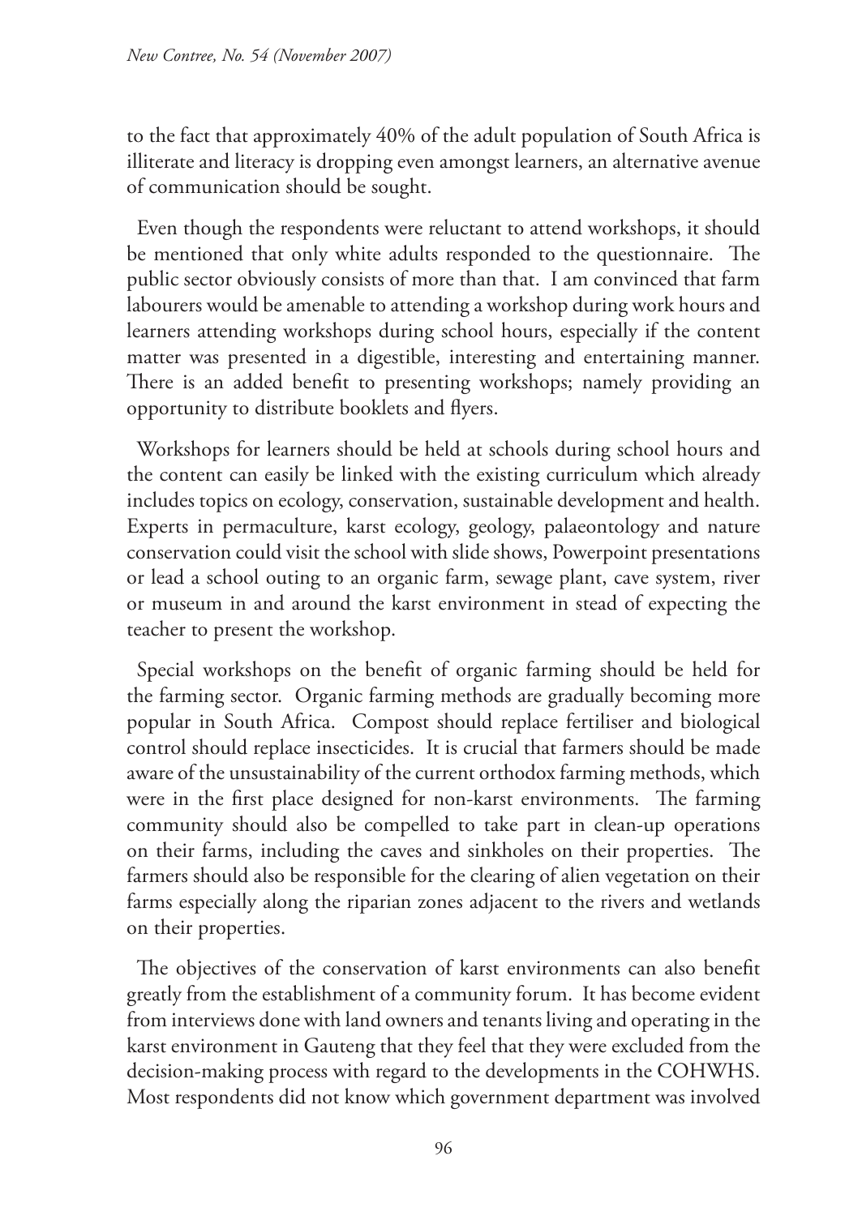to the fact that approximately 40% of the adult population of South Africa is illiterate and literacy is dropping even amongst learners, an alternative avenue of communication should be sought.

Even though the respondents were reluctant to attend workshops, it should be mentioned that only white adults responded to the questionnaire. The public sector obviously consists of more than that. I am convinced that farm labourers would be amenable to attending a workshop during work hours and learners attending workshops during school hours, especially if the content matter was presented in a digestible, interesting and entertaining manner. There is an added benefit to presenting workshops; namely providing an opportunity to distribute booklets and flyers.

Workshops for learners should be held at schools during school hours and the content can easily be linked with the existing curriculum which already includes topics on ecology, conservation, sustainable development and health. Experts in permaculture, karst ecology, geology, palaeontology and nature conservation could visit the school with slide shows, Powerpoint presentations or lead a school outing to an organic farm, sewage plant, cave system, river or museum in and around the karst environment in stead of expecting the teacher to present the workshop.

Special workshops on the benefit of organic farming should be held for the farming sector. Organic farming methods are gradually becoming more popular in South Africa. Compost should replace fertiliser and biological control should replace insecticides. It is crucial that farmers should be made aware of the unsustainability of the current orthodox farming methods, which were in the first place designed for non-karst environments. The farming community should also be compelled to take part in clean-up operations on their farms, including the caves and sinkholes on their properties. The farmers should also be responsible for the clearing of alien vegetation on their farms especially along the riparian zones adjacent to the rivers and wetlands on their properties.

The objectives of the conservation of karst environments can also benefit greatly from the establishment of a community forum. It has become evident from interviews done with land owners and tenants living and operating in the karst environment in Gauteng that they feel that they were excluded from the decision-making process with regard to the developments in the COHWHS. Most respondents did not know which government department was involved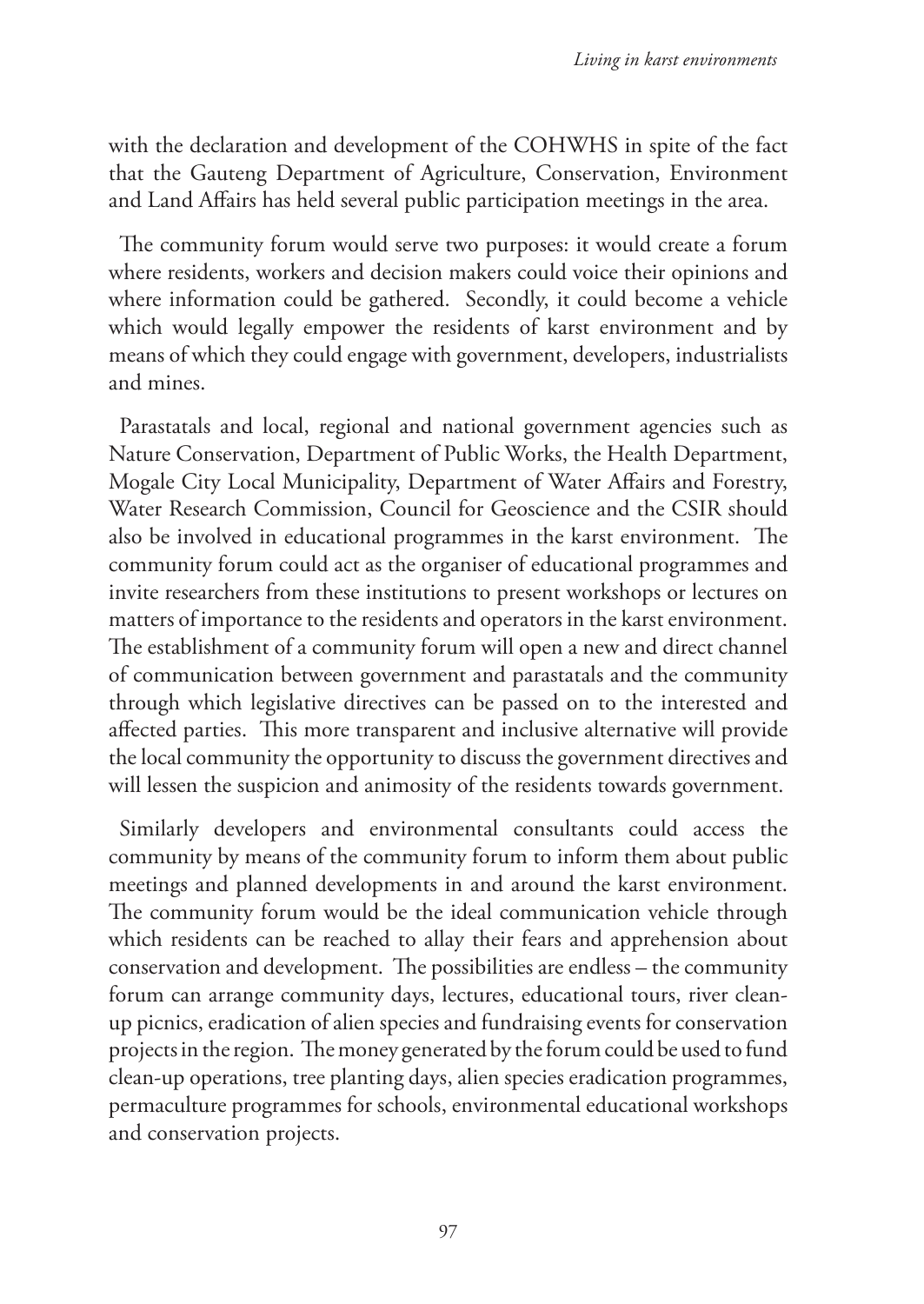with the declaration and development of the COHWHS in spite of the fact that the Gauteng Department of Agriculture, Conservation, Environment and Land Affairs has held several public participation meetings in the area.

The community forum would serve two purposes: it would create a forum where residents, workers and decision makers could voice their opinions and where information could be gathered. Secondly, it could become a vehicle which would legally empower the residents of karst environment and by means of which they could engage with government, developers, industrialists and mines.

Parastatals and local, regional and national government agencies such as Nature Conservation, Department of Public Works, the Health Department, Mogale City Local Municipality, Department of Water Affairs and Forestry, Water Research Commission, Council for Geoscience and the CSIR should also be involved in educational programmes in the karst environment. The community forum could act as the organiser of educational programmes and invite researchers from these institutions to present workshops or lectures on matters of importance to the residents and operators in the karst environment. The establishment of a community forum will open a new and direct channel of communication between government and parastatals and the community through which legislative directives can be passed on to the interested and affected parties. This more transparent and inclusive alternative will provide the local community the opportunity to discuss the government directives and will lessen the suspicion and animosity of the residents towards government.

Similarly developers and environmental consultants could access the community by means of the community forum to inform them about public meetings and planned developments in and around the karst environment. The community forum would be the ideal communication vehicle through which residents can be reached to allay their fears and apprehension about conservation and development. The possibilities are endless – the community forum can arrange community days, lectures, educational tours, river clean-up picnics, eradication of alien species and fundraising events for conservation projects in the region. The money generated by the forum could be used to fund clean-up operations, tree planting days, alien species eradication programmes, permaculture programmes for schools, environmental educational workshops and conservation projects.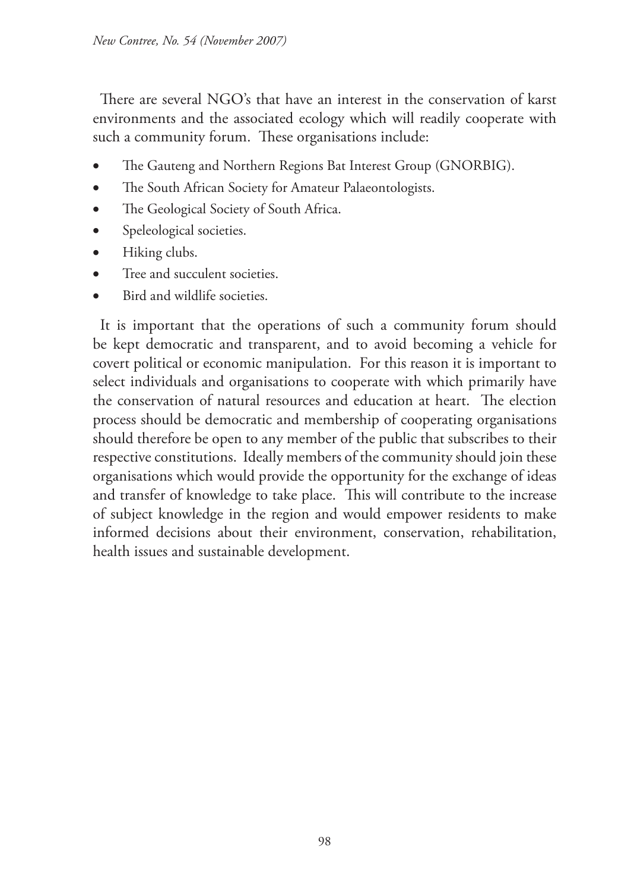There are several NGO's that have an interest in the conservation of karst environments and the associated ecology which will readily cooperate with such a community forum. These organisations include:

- The Gauteng and Northern Regions Bat Interest Group (GNORBIG).
- The South African Society for Amateur Palaeontologists.
- The Geological Society of South Africa.
- Speleological societies.
- Hiking clubs.
- Tree and succulent societies.
- Bird and wildlife societies.

It is important that the operations of such a community forum should be kept democratic and transparent, and to avoid becoming a vehicle for covert political or economic manipulation. For this reason it is important to select individuals and organisations to cooperate with which primarily have the conservation of natural resources and education at heart. The election process should be democratic and membership of cooperating organisations should therefore be open to any member of the public that subscribes to their respective constitutions. Ideally members of the community should join these organisations which would provide the opportunity for the exchange of ideas and transfer of knowledge to take place. This will contribute to the increase of subject knowledge in the region and would empower residents to make informed decisions about their environment, conservation, rehabilitation, health issues and sustainable development.